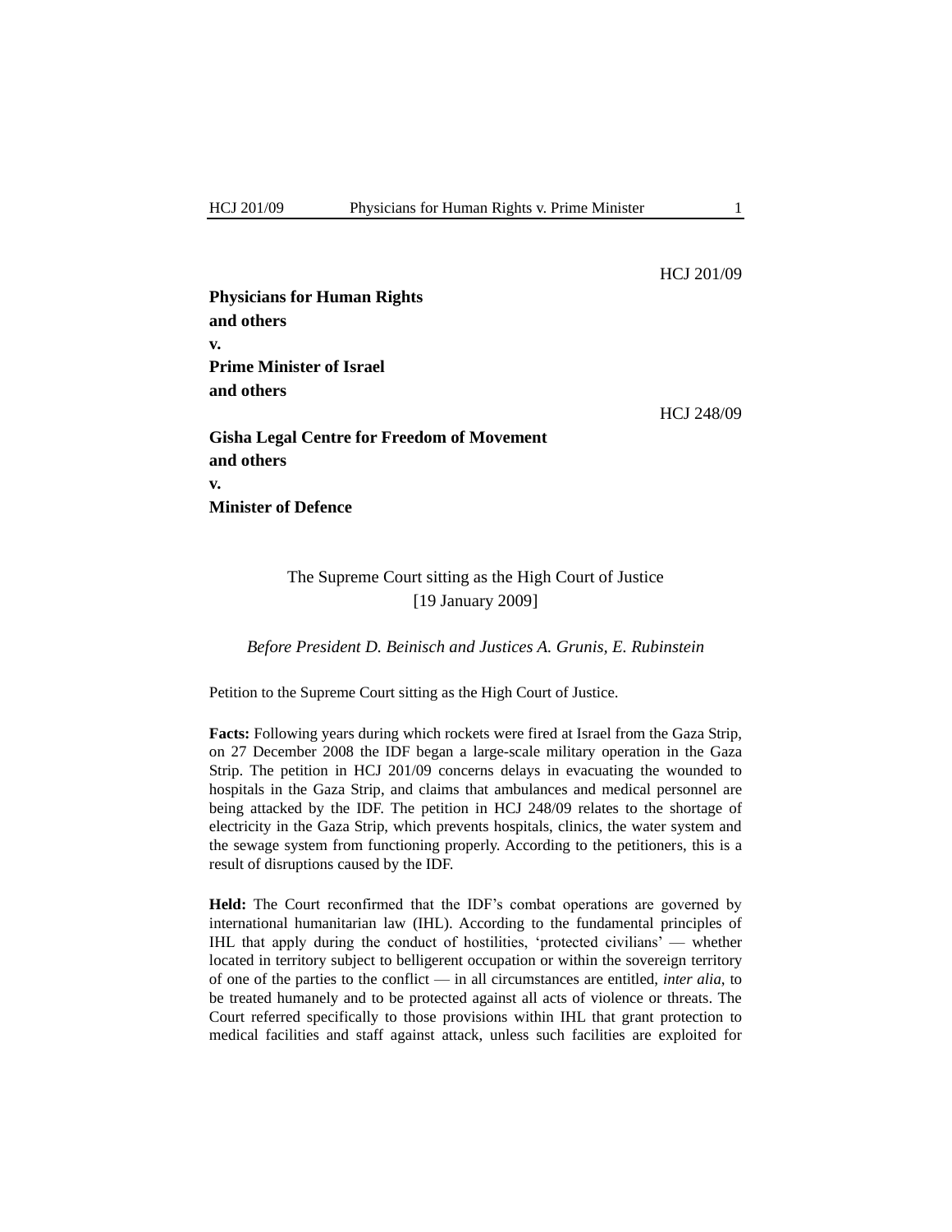HCJ 201/09

**Physicians for Human Rights**
**and others**
**v.**
**Prime Minister of Israel**
**and others**

HCJ 248/09

**Gisha Legal Centre for Freedom of Movement**
**and others**
**v.**
**Minister of Defence**

The Supreme Court sitting as the High Court of Justice
[19 January 2009]

*Before President D. Beinisch and Justices A. Grunis, E. Rubinstein*

Petition to the Supreme Court sitting as the High Court of Justice.

**Facts:** Following years during which rockets were fired at Israel from the Gaza Strip, on 27 December 2008 the IDF began a large-scale military operation in the Gaza Strip. The petition in HCJ 201/09 concerns delays in evacuating the wounded to hospitals in the Gaza Strip, and claims that ambulances and medical personnel are being attacked by the IDF. The petition in HCJ 248/09 relates to the shortage of electricity in the Gaza Strip, which prevents hospitals, clinics, the water system and the sewage system from functioning properly. According to the petitioners, this is a result of disruptions caused by the IDF.

**Held:** The Court reconfirmed that the IDF's combat operations are governed by international humanitarian law (IHL). According to the fundamental principles of IHL that apply during the conduct of hostilities, 'protected civilians' — whether located in territory subject to belligerent occupation or within the sovereign territory of one of the parties to the conflict — in all circumstances are entitled, *inter alia*, to be treated humanely and to be protected against all acts of violence or threats. The Court referred specifically to those provisions within IHL that grant protection to medical facilities and staff against attack, unless such facilities are exploited for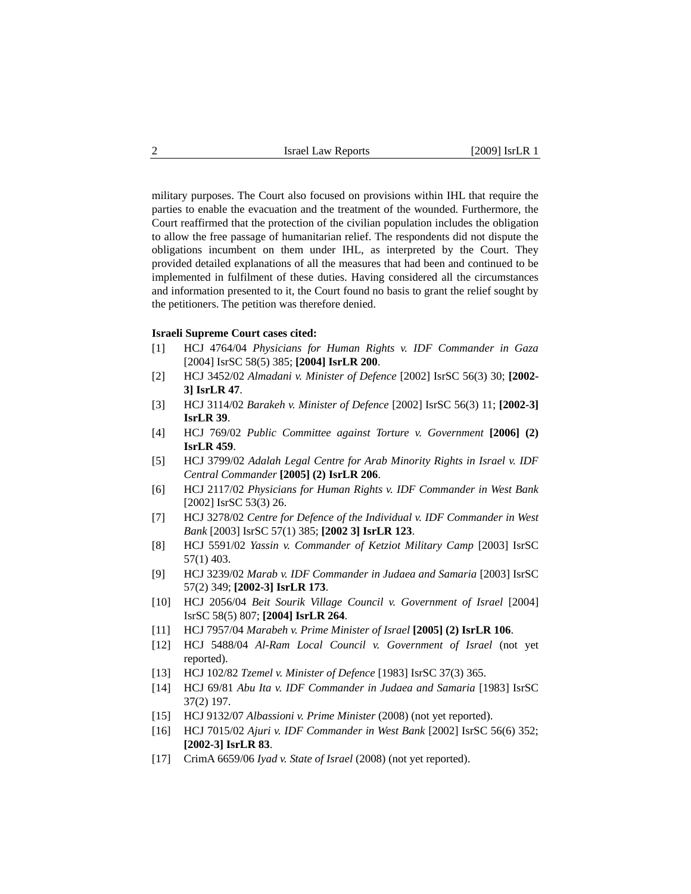military purposes. The Court also focused on provisions within IHL that require the parties to enable the evacuation and the treatment of the wounded. Furthermore, the Court reaffirmed that the protection of the civilian population includes the obligation to allow the free passage of humanitarian relief. The respondents did not dispute the obligations incumbent on them under IHL, as interpreted by the Court. They provided detailed explanations of all the measures that had been and continued to be implemented in fulfilment of these duties. Having considered all the circumstances and information presented to it, the Court found no basis to grant the relief sought by the petitioners. The petition was therefore denied.

**Israeli Supreme Court cases cited:**

[1] HCJ 4764/04 *Physicians for Human Rights v. IDF Commander in Gaza* [2004] IsrSC 58(5) 385; **[2004] IsrLR 200**.

[2] HCJ 3452/02 *Almadani v. Minister of Defence* [2002] IsrSC 56(3) 30; **[2002-3] IsrLR 47**.

[3] HCJ 3114/02 *Barakeh v. Minister of Defence* [2002] IsrSC 56(3) 11; **[2002-3] IsrLR 39**.

[4] HCJ 769/02 *Public Committee against Torture v. Government* **[2006] (2) IsrLR 459**.

[5] HCJ 3799/02 *Adalah Legal Centre for Arab Minority Rights in Israel v. IDF Central Commander* **[2005] (2) IsrLR 206**.

[6] HCJ 2117/02 *Physicians for Human Rights v. IDF Commander in West Bank* [2002] IsrSC 53(3) 26.

[7] HCJ 3278/02 *Centre for Defence of the Individual v. IDF Commander in West Bank* [2003] IsrSC 57(1) 385; **[2002 3] IsrLR 123**.

[8] HCJ 5591/02 *Yassin v. Commander of Ketziot Military Camp* [2003] IsrSC 57(1) 403.

[9] HCJ 3239/02 *Marab v. IDF Commander in Judaea and Samaria* [2003] IsrSC 57(2) 349; **[2002-3] IsrLR 173**.

[10] HCJ 2056/04 *Beit Sourik Village Council v. Government of Israel* [2004] IsrSC 58(5) 807; **[2004] IsrLR 264**.

[11] HCJ 7957/04 *Marabeh v. Prime Minister of Israel* **[2005] (2) IsrLR 106**.

[12] HCJ 5488/04 *Al-Ram Local Council v. Government of Israel* (not yet reported).

[13] HCJ 102/82 *Tzemel v. Minister of Defence* [1983] IsrSC 37(3) 365.

[14] HCJ 69/81 *Abu Ita v. IDF Commander in Judaea and Samaria* [1983] IsrSC 37(2) 197.

[15] HCJ 9132/07 *Albassioni v. Prime Minister* (2008) (not yet reported).

[16] HCJ 7015/02 *Ajuri v. IDF Commander in West Bank* [2002] IsrSC 56(6) 352; **[2002-3] IsrLR 83**.

[17] CrimA 6659/06 *Iyad v. State of Israel* (2008) (not yet reported).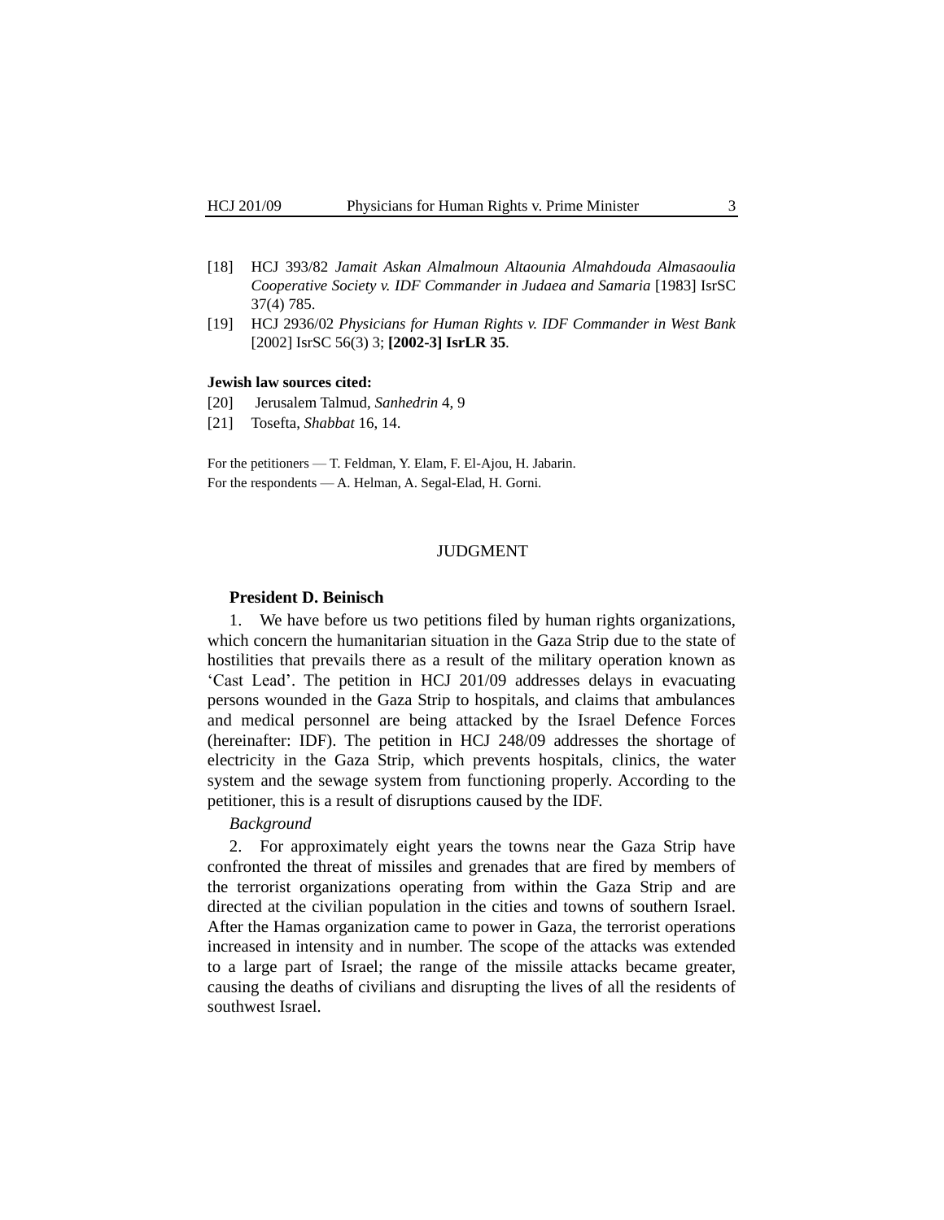[18] HCJ 393/82 *Jamait Askan Almalmoun Altaounia Almahdouda Almasaoulia Cooperative Society v. IDF Commander in Judaea and Samaria* [1983] IsrSC 37(4) 785.

[19] HCJ 2936/02 *Physicians for Human Rights v. IDF Commander in West Bank* [2002] IsrSC 56(3) 3; **[2002-3] IsrLR 35**.

**Jewish law sources cited:**

[20] Jerusalem Talmud, *Sanhedrin* 4, 9

[21] Tosefta, *Shabbat* 16, 14.

For the petitioners — T. Feldman, Y. Elam, F. El-Ajou, H. Jabarin.
For the respondents — A. Helman, A. Segal-Elad, H. Gorni.

## JUDGMENT

**President D. Beinisch**

1. We have before us two petitions filed by human rights organizations, which concern the humanitarian situation in the Gaza Strip due to the state of hostilities that prevails there as a result of the military operation known as 'Cast Lead'. The petition in HCJ 201/09 addresses delays in evacuating persons wounded in the Gaza Strip to hospitals, and claims that ambulances and medical personnel are being attacked by the Israel Defence Forces (hereinafter: IDF). The petition in HCJ 248/09 addresses the shortage of electricity in the Gaza Strip, which prevents hospitals, clinics, the water system and the sewage system from functioning properly. According to the petitioner, this is a result of disruptions caused by the IDF.

*Background*

2. For approximately eight years the towns near the Gaza Strip have confronted the threat of missiles and grenades that are fired by members of the terrorist organizations operating from within the Gaza Strip and are directed at the civilian population in the cities and towns of southern Israel. After the Hamas organization came to power in Gaza, the terrorist operations increased in intensity and in number. The scope of the attacks was extended to a large part of Israel; the range of the missile attacks became greater, causing the deaths of civilians and disrupting the lives of all the residents of southwest Israel.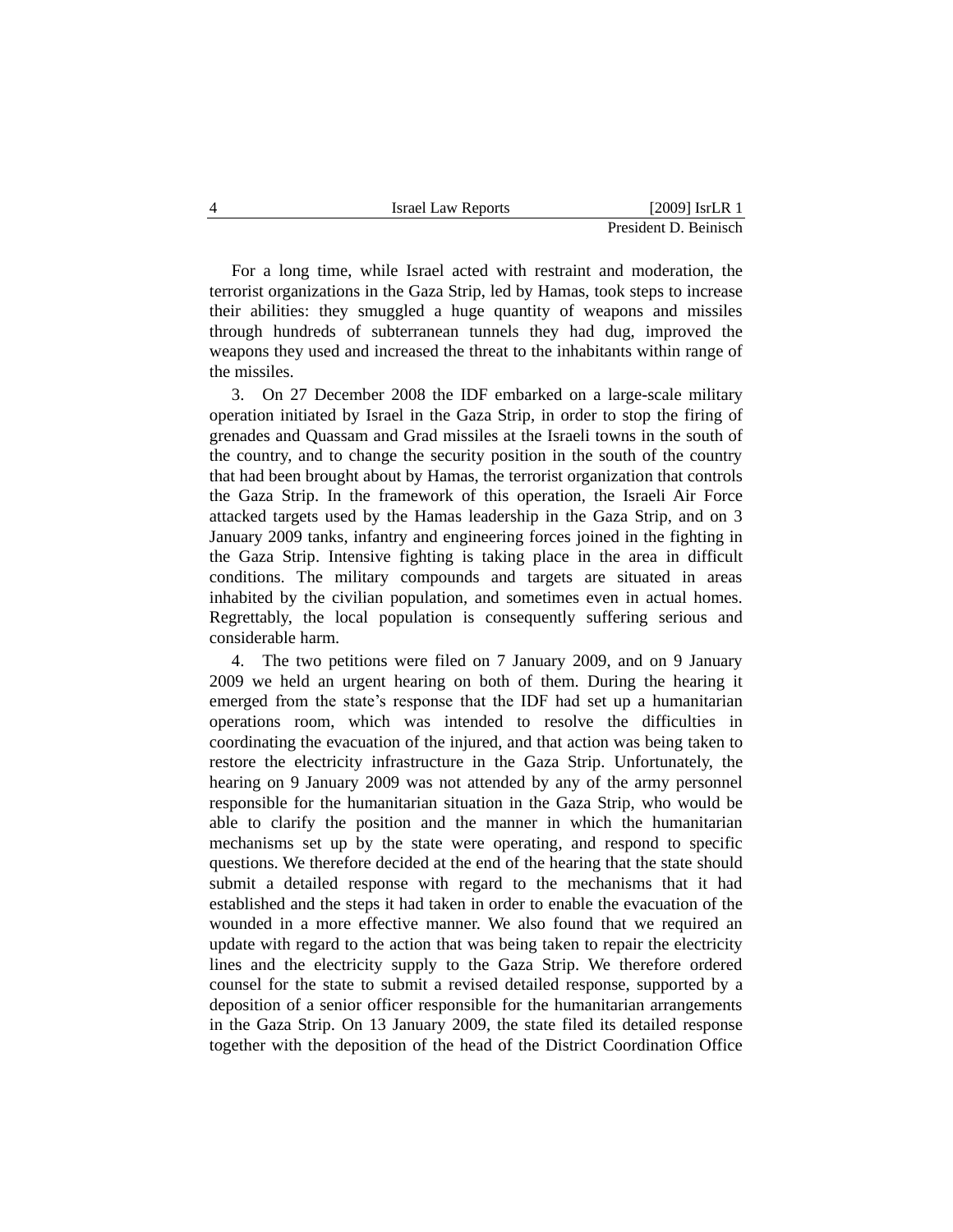For a long time, while Israel acted with restraint and moderation, the terrorist organizations in the Gaza Strip, led by Hamas, took steps to increase their abilities: they smuggled a huge quantity of weapons and missiles through hundreds of subterranean tunnels they had dug, improved the weapons they used and increased the threat to the inhabitants within range of the missiles.

3. On 27 December 2008 the IDF embarked on a large-scale military operation initiated by Israel in the Gaza Strip, in order to stop the firing of grenades and Quassam and Grad missiles at the Israeli towns in the south of the country, and to change the security position in the south of the country that had been brought about by Hamas, the terrorist organization that controls the Gaza Strip. In the framework of this operation, the Israeli Air Force attacked targets used by the Hamas leadership in the Gaza Strip, and on 3 January 2009 tanks, infantry and engineering forces joined in the fighting in the Gaza Strip. Intensive fighting is taking place in the area in difficult conditions. The military compounds and targets are situated in areas inhabited by the civilian population, and sometimes even in actual homes. Regrettably, the local population is consequently suffering serious and considerable harm.

4. The two petitions were filed on 7 January 2009, and on 9 January 2009 we held an urgent hearing on both of them. During the hearing it emerged from the state's response that the IDF had set up a humanitarian operations room, which was intended to resolve the difficulties in coordinating the evacuation of the injured, and that action was being taken to restore the electricity infrastructure in the Gaza Strip. Unfortunately, the hearing on 9 January 2009 was not attended by any of the army personnel responsible for the humanitarian situation in the Gaza Strip, who would be able to clarify the position and the manner in which the humanitarian mechanisms set up by the state were operating, and respond to specific questions. We therefore decided at the end of the hearing that the state should submit a detailed response with regard to the mechanisms that it had established and the steps it had taken in order to enable the evacuation of the wounded in a more effective manner. We also found that we required an update with regard to the action that was being taken to repair the electricity lines and the electricity supply to the Gaza Strip. We therefore ordered counsel for the state to submit a revised detailed response, supported by a deposition of a senior officer responsible for the humanitarian arrangements in the Gaza Strip. On 13 January 2009, the state filed its detailed response together with the deposition of the head of the District Coordination Office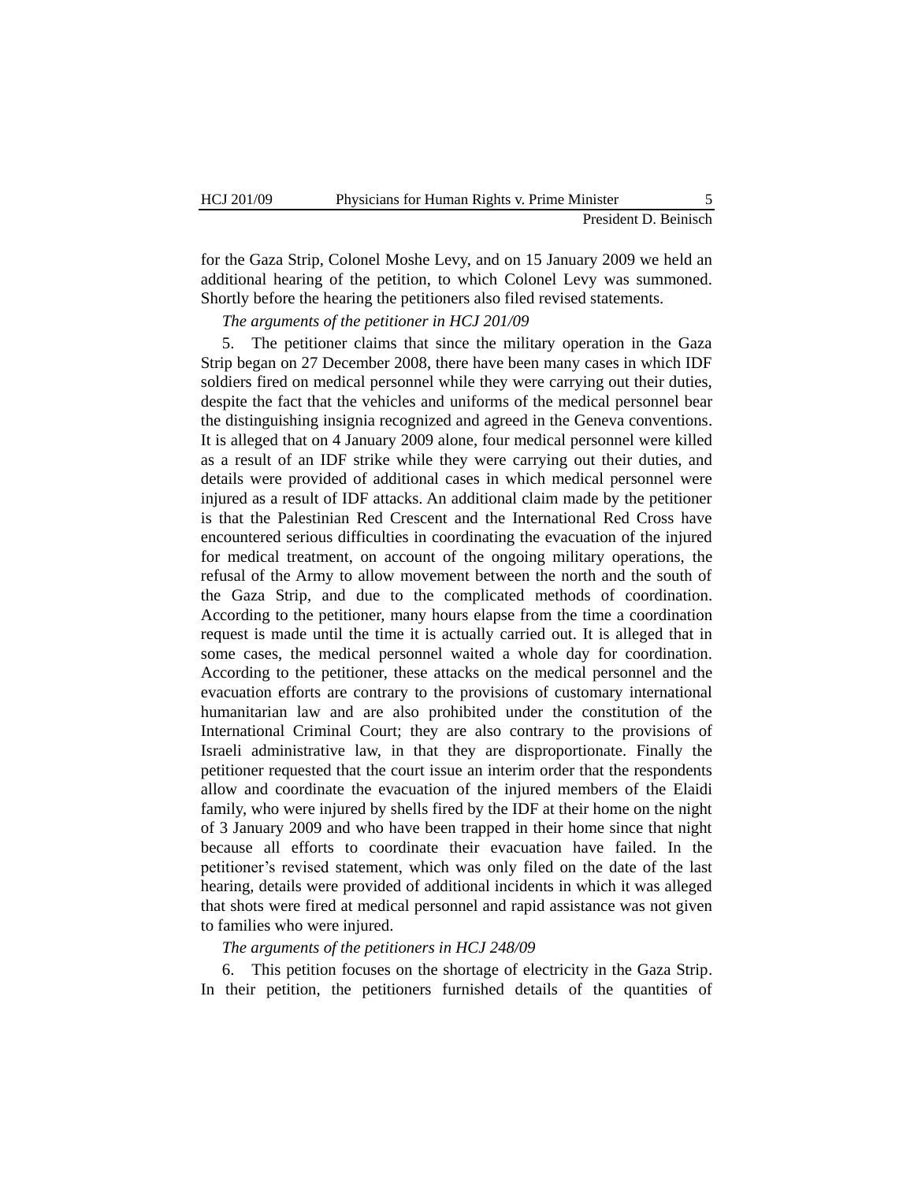for the Gaza Strip, Colonel Moshe Levy, and on 15 January 2009 we held an additional hearing of the petition, to which Colonel Levy was summoned. Shortly before the hearing the petitioners also filed revised statements.

*The arguments of the petitioner in HCJ 201/09*

5. The petitioner claims that since the military operation in the Gaza Strip began on 27 December 2008, there have been many cases in which IDF soldiers fired on medical personnel while they were carrying out their duties, despite the fact that the vehicles and uniforms of the medical personnel bear the distinguishing insignia recognized and agreed in the Geneva conventions. It is alleged that on 4 January 2009 alone, four medical personnel were killed as a result of an IDF strike while they were carrying out their duties, and details were provided of additional cases in which medical personnel were injured as a result of IDF attacks. An additional claim made by the petitioner is that the Palestinian Red Crescent and the International Red Cross have encountered serious difficulties in coordinating the evacuation of the injured for medical treatment, on account of the ongoing military operations, the refusal of the Army to allow movement between the north and the south of the Gaza Strip, and due to the complicated methods of coordination. According to the petitioner, many hours elapse from the time a coordination request is made until the time it is actually carried out. It is alleged that in some cases, the medical personnel waited a whole day for coordination. According to the petitioner, these attacks on the medical personnel and the evacuation efforts are contrary to the provisions of customary international humanitarian law and are also prohibited under the constitution of the International Criminal Court; they are also contrary to the provisions of Israeli administrative law, in that they are disproportionate. Finally the petitioner requested that the court issue an interim order that the respondents allow and coordinate the evacuation of the injured members of the Elaidi family, who were injured by shells fired by the IDF at their home on the night of 3 January 2009 and who have been trapped in their home since that night because all efforts to coordinate their evacuation have failed. In the petitioner's revised statement, which was only filed on the date of the last hearing, details were provided of additional incidents in which it was alleged that shots were fired at medical personnel and rapid assistance was not given to families who were injured.

*The arguments of the petitioners in HCJ 248/09*

6. This petition focuses on the shortage of electricity in the Gaza Strip. In their petition, the petitioners furnished details of the quantities of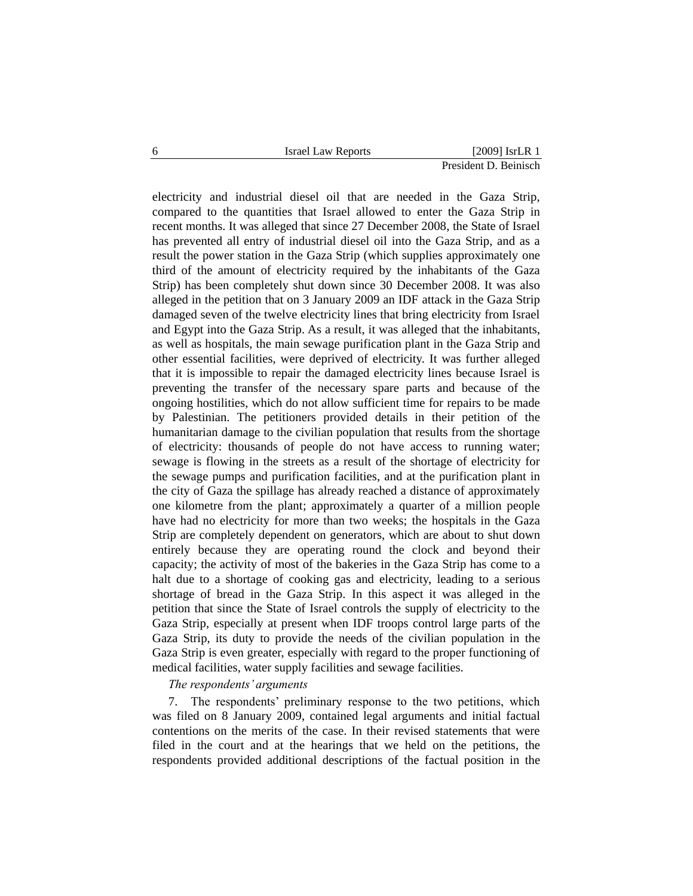electricity and industrial diesel oil that are needed in the Gaza Strip, compared to the quantities that Israel allowed to enter the Gaza Strip in recent months. It was alleged that since 27 December 2008, the State of Israel has prevented all entry of industrial diesel oil into the Gaza Strip, and as a result the power station in the Gaza Strip (which supplies approximately one third of the amount of electricity required by the inhabitants of the Gaza Strip) has been completely shut down since 30 December 2008. It was also alleged in the petition that on 3 January 2009 an IDF attack in the Gaza Strip damaged seven of the twelve electricity lines that bring electricity from Israel and Egypt into the Gaza Strip. As a result, it was alleged that the inhabitants, as well as hospitals, the main sewage purification plant in the Gaza Strip and other essential facilities, were deprived of electricity. It was further alleged that it is impossible to repair the damaged electricity lines because Israel is preventing the transfer of the necessary spare parts and because of the ongoing hostilities, which do not allow sufficient time for repairs to be made by Palestinian. The petitioners provided details in their petition of the humanitarian damage to the civilian population that results from the shortage of electricity: thousands of people do not have access to running water; sewage is flowing in the streets as a result of the shortage of electricity for the sewage pumps and purification facilities, and at the purification plant in the city of Gaza the spillage has already reached a distance of approximately one kilometre from the plant; approximately a quarter of a million people have had no electricity for more than two weeks; the hospitals in the Gaza Strip are completely dependent on generators, which are about to shut down entirely because they are operating round the clock and beyond their capacity; the activity of most of the bakeries in the Gaza Strip has come to a halt due to a shortage of cooking gas and electricity, leading to a serious shortage of bread in the Gaza Strip. In this aspect it was alleged in the petition that since the State of Israel controls the supply of electricity to the Gaza Strip, especially at present when IDF troops control large parts of the Gaza Strip, its duty to provide the needs of the civilian population in the Gaza Strip is even greater, especially with regard to the proper functioning of medical facilities, water supply facilities and sewage facilities.

*The respondents' arguments*

7. The respondents' preliminary response to the two petitions, which was filed on 8 January 2009, contained legal arguments and initial factual contentions on the merits of the case. In their revised statements that were filed in the court and at the hearings that we held on the petitions, the respondents provided additional descriptions of the factual position in the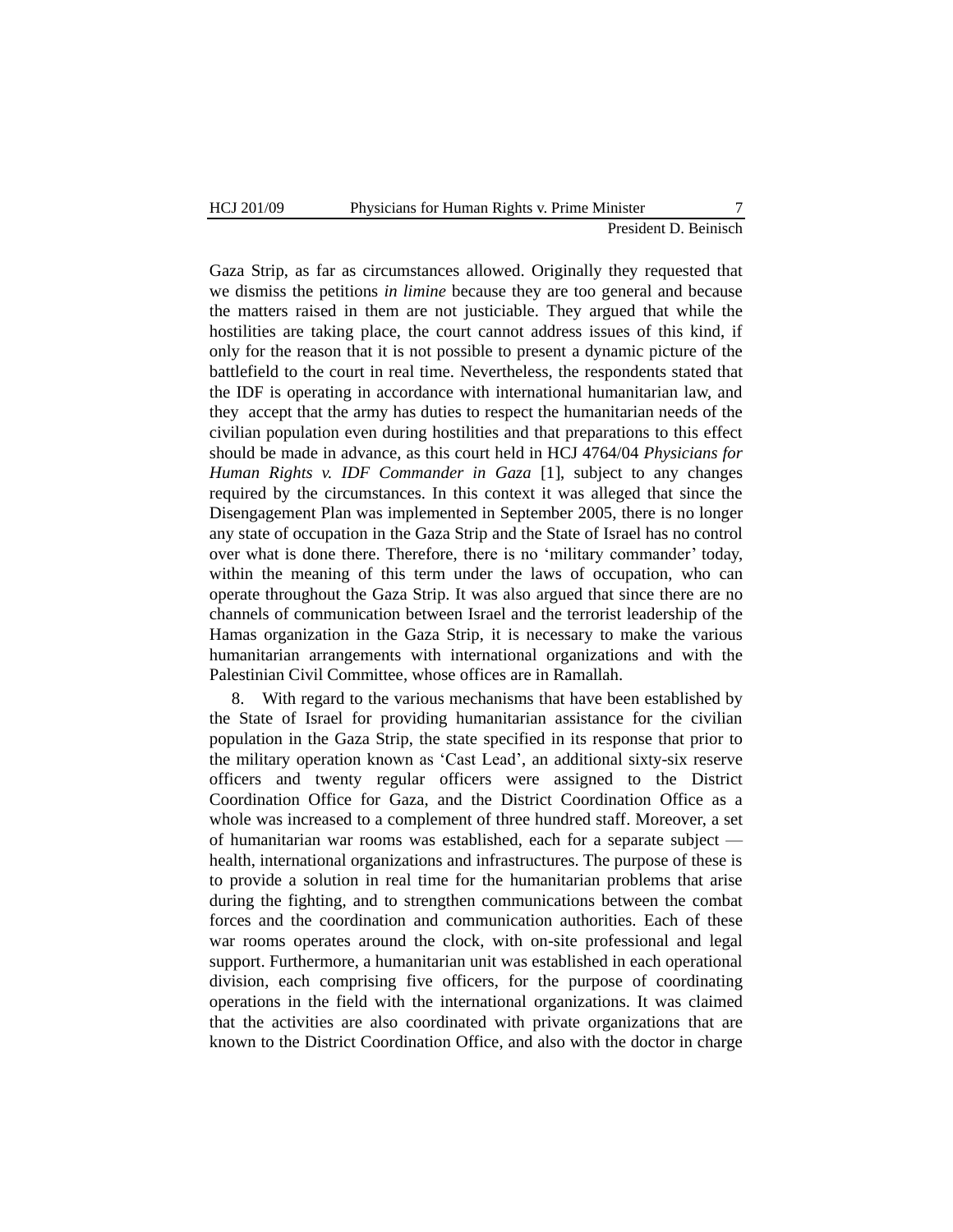Gaza Strip, as far as circumstances allowed. Originally they requested that we dismiss the petitions *in limine* because they are too general and because the matters raised in them are not justiciable. They argued that while the hostilities are taking place, the court cannot address issues of this kind, if only for the reason that it is not possible to present a dynamic picture of the battlefield to the court in real time. Nevertheless, the respondents stated that the IDF is operating in accordance with international humanitarian law, and they accept that the army has duties to respect the humanitarian needs of the civilian population even during hostilities and that preparations to this effect should be made in advance, as this court held in HCJ 4764/04 *Physicians for Human Rights v. IDF Commander in Gaza* [1], subject to any changes required by the circumstances. In this context it was alleged that since the Disengagement Plan was implemented in September 2005, there is no longer any state of occupation in the Gaza Strip and the State of Israel has no control over what is done there. Therefore, there is no 'military commander' today, within the meaning of this term under the laws of occupation, who can operate throughout the Gaza Strip. It was also argued that since there are no channels of communication between Israel and the terrorist leadership of the Hamas organization in the Gaza Strip, it is necessary to make the various humanitarian arrangements with international organizations and with the Palestinian Civil Committee, whose offices are in Ramallah.

8. With regard to the various mechanisms that have been established by the State of Israel for providing humanitarian assistance for the civilian population in the Gaza Strip, the state specified in its response that prior to the military operation known as 'Cast Lead', an additional sixty-six reserve officers and twenty regular officers were assigned to the District Coordination Office for Gaza, and the District Coordination Office as a whole was increased to a complement of three hundred staff. Moreover, a set of humanitarian war rooms was established, each for a separate subject — health, international organizations and infrastructures. The purpose of these is to provide a solution in real time for the humanitarian problems that arise during the fighting, and to strengthen communications between the combat forces and the coordination and communication authorities. Each of these war rooms operates around the clock, with on-site professional and legal support. Furthermore, a humanitarian unit was established in each operational division, each comprising five officers, for the purpose of coordinating operations in the field with the international organizations. It was claimed that the activities are also coordinated with private organizations that are known to the District Coordination Office, and also with the doctor in charge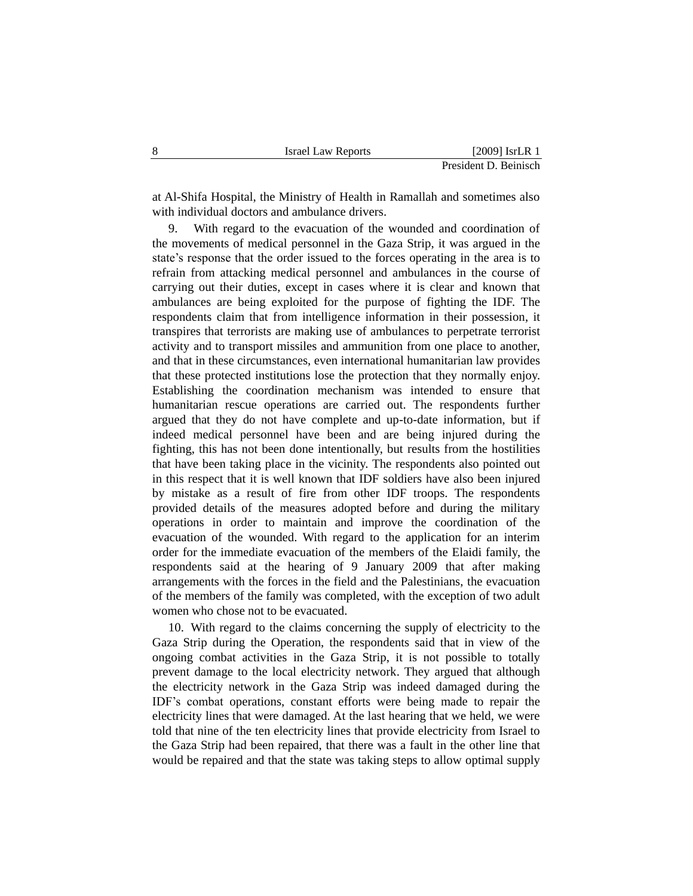at Al-Shifa Hospital, the Ministry of Health in Ramallah and sometimes also with individual doctors and ambulance drivers.

9. With regard to the evacuation of the wounded and coordination of the movements of medical personnel in the Gaza Strip, it was argued in the state's response that the order issued to the forces operating in the area is to refrain from attacking medical personnel and ambulances in the course of carrying out their duties, except in cases where it is clear and known that ambulances are being exploited for the purpose of fighting the IDF. The respondents claim that from intelligence information in their possession, it transpires that terrorists are making use of ambulances to perpetrate terrorist activity and to transport missiles and ammunition from one place to another, and that in these circumstances, even international humanitarian law provides that these protected institutions lose the protection that they normally enjoy. Establishing the coordination mechanism was intended to ensure that humanitarian rescue operations are carried out. The respondents further argued that they do not have complete and up-to-date information, but if indeed medical personnel have been and are being injured during the fighting, this has not been done intentionally, but results from the hostilities that have been taking place in the vicinity. The respondents also pointed out in this respect that it is well known that IDF soldiers have also been injured by mistake as a result of fire from other IDF troops. The respondents provided details of the measures adopted before and during the military operations in order to maintain and improve the coordination of the evacuation of the wounded. With regard to the application for an interim order for the immediate evacuation of the members of the Elaidi family, the respondents said at the hearing of 9 January 2009 that after making arrangements with the forces in the field and the Palestinians, the evacuation of the members of the family was completed, with the exception of two adult women who chose not to be evacuated.

10. With regard to the claims concerning the supply of electricity to the Gaza Strip during the Operation, the respondents said that in view of the ongoing combat activities in the Gaza Strip, it is not possible to totally prevent damage to the local electricity network. They argued that although the electricity network in the Gaza Strip was indeed damaged during the IDF's combat operations, constant efforts were being made to repair the electricity lines that were damaged. At the last hearing that we held, we were told that nine of the ten electricity lines that provide electricity from Israel to the Gaza Strip had been repaired, that there was a fault in the other line that would be repaired and that the state was taking steps to allow optimal supply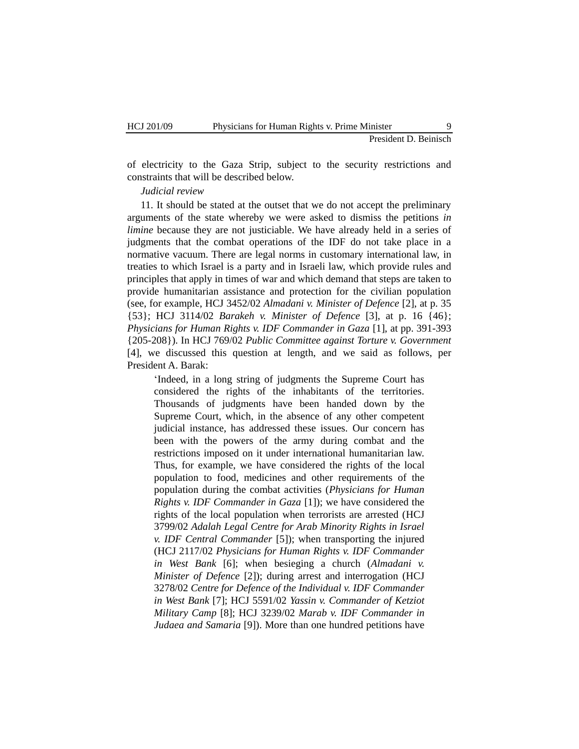of electricity to the Gaza Strip, subject to the security restrictions and constraints that will be described below.

*Judicial review*

11. It should be stated at the outset that we do not accept the preliminary arguments of the state whereby we were asked to dismiss the petitions *in limine* because they are not justiciable. We have already held in a series of judgments that the combat operations of the IDF do not take place in a normative vacuum. There are legal norms in customary international law, in treaties to which Israel is a party and in Israeli law, which provide rules and principles that apply in times of war and which demand that steps are taken to provide humanitarian assistance and protection for the civilian population (see, for example, HCJ 3452/02 *Almadani v. Minister of Defence* [2], at p. 35 {53}; HCJ 3114/02 *Barakeh v. Minister of Defence* [3], at p. 16 {46}; *Physicians for Human Rights v. IDF Commander in Gaza* [1], at pp. 391-393 {205-208}). In HCJ 769/02 *Public Committee against Torture v. Government* [4], we discussed this question at length, and we said as follows, per President A. Barak:

> 'Indeed, in a long string of judgments the Supreme Court has considered the rights of the inhabitants of the territories. Thousands of judgments have been handed down by the Supreme Court, which, in the absence of any other competent judicial instance, has addressed these issues. Our concern has been with the powers of the army during combat and the restrictions imposed on it under international humanitarian law. Thus, for example, we have considered the rights of the local population to food, medicines and other requirements of the population during the combat activities (*Physicians for Human Rights v. IDF Commander in Gaza* [1]); we have considered the rights of the local population when terrorists are arrested (HCJ 3799/02 *Adalah Legal Centre for Arab Minority Rights in Israel v. IDF Central Commander* [5]); when transporting the injured (HCJ 2117/02 *Physicians for Human Rights v. IDF Commander in West Bank* [6]; when besieging a church (*Almadani v. Minister of Defence* [2]); during arrest and interrogation (HCJ 3278/02 *Centre for Defence of the Individual v. IDF Commander in West Bank* [7]; HCJ 5591/02 *Yassin v. Commander of Ketziot Military Camp* [8]; HCJ 3239/02 *Marab v. IDF Commander in Judaea and Samaria* [9]). More than one hundred petitions have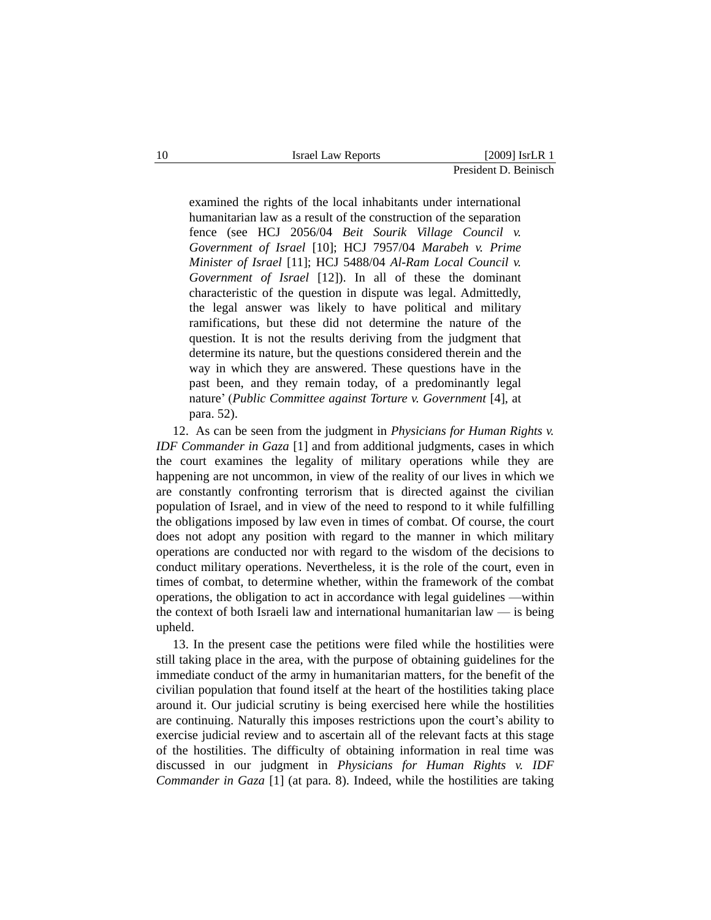> examined the rights of the local inhabitants under international humanitarian law as a result of the construction of the separation fence (see HCJ 2056/04 *Beit Sourik Village Council v. Government of Israel* [10]; HCJ 7957/04 *Marabeh v. Prime Minister of Israel* [11]; HCJ 5488/04 *Al-Ram Local Council v. Government of Israel* [12]). In all of these the dominant characteristic of the question in dispute was legal. Admittedly, the legal answer was likely to have political and military ramifications, but these did not determine the nature of the question. It is not the results deriving from the judgment that determine its nature, but the questions considered therein and the way in which they are answered. These questions have in the past been, and they remain today, of a predominantly legal nature' (*Public Committee against Torture v. Government* [4], at para. 52).

12. As can be seen from the judgment in *Physicians for Human Rights v. IDF Commander in Gaza* [1] and from additional judgments, cases in which the court examines the legality of military operations while they are happening are not uncommon, in view of the reality of our lives in which we are constantly confronting terrorism that is directed against the civilian population of Israel, and in view of the need to respond to it while fulfilling the obligations imposed by law even in times of combat. Of course, the court does not adopt any position with regard to the manner in which military operations are conducted nor with regard to the wisdom of the decisions to conduct military operations. Nevertheless, it is the role of the court, even in times of combat, to determine whether, within the framework of the combat operations, the obligation to act in accordance with legal guidelines —within the context of both Israeli law and international humanitarian law — is being upheld.

13. In the present case the petitions were filed while the hostilities were still taking place in the area, with the purpose of obtaining guidelines for the immediate conduct of the army in humanitarian matters, for the benefit of the civilian population that found itself at the heart of the hostilities taking place around it. Our judicial scrutiny is being exercised here while the hostilities are continuing. Naturally this imposes restrictions upon the court's ability to exercise judicial review and to ascertain all of the relevant facts at this stage of the hostilities. The difficulty of obtaining information in real time was discussed in our judgment in *Physicians for Human Rights v. IDF Commander in Gaza* [1] (at para. 8). Indeed, while the hostilities are taking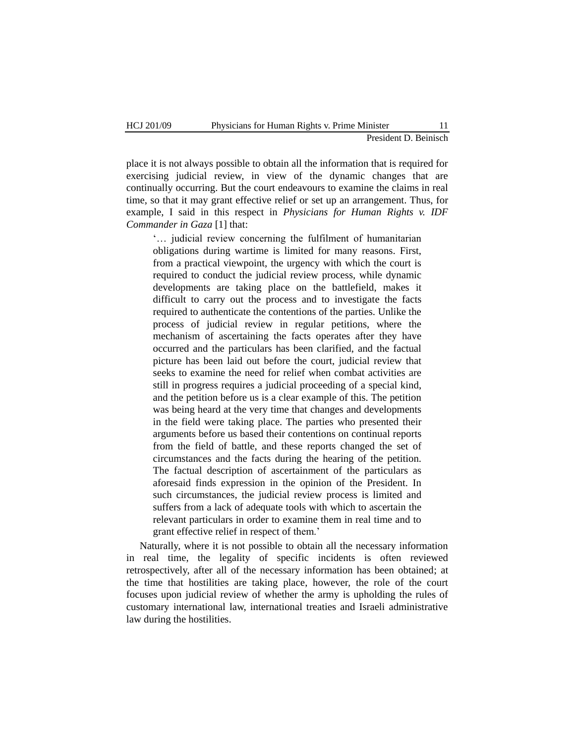place it is not always possible to obtain all the information that is required for exercising judicial review, in view of the dynamic changes that are continually occurring. But the court endeavours to examine the claims in real time, so that it may grant effective relief or set up an arrangement. Thus, for example, I said in this respect in *Physicians for Human Rights v. IDF Commander in Gaza* [1] that:

> '… judicial review concerning the fulfilment of humanitarian obligations during wartime is limited for many reasons. First, from a practical viewpoint, the urgency with which the court is required to conduct the judicial review process, while dynamic developments are taking place on the battlefield, makes it difficult to carry out the process and to investigate the facts required to authenticate the contentions of the parties. Unlike the process of judicial review in regular petitions, where the mechanism of ascertaining the facts operates after they have occurred and the particulars has been clarified, and the factual picture has been laid out before the court, judicial review that seeks to examine the need for relief when combat activities are still in progress requires a judicial proceeding of a special kind, and the petition before us is a clear example of this. The petition was being heard at the very time that changes and developments in the field were taking place. The parties who presented their arguments before us based their contentions on continual reports from the field of battle, and these reports changed the set of circumstances and the facts during the hearing of the petition. The factual description of ascertainment of the particulars as aforesaid finds expression in the opinion of the President. In such circumstances, the judicial review process is limited and suffers from a lack of adequate tools with which to ascertain the relevant particulars in order to examine them in real time and to grant effective relief in respect of them.'

Naturally, where it is not possible to obtain all the necessary information in real time, the legality of specific incidents is often reviewed retrospectively, after all of the necessary information has been obtained; at the time that hostilities are taking place, however, the role of the court focuses upon judicial review of whether the army is upholding the rules of customary international law, international treaties and Israeli administrative law during the hostilities.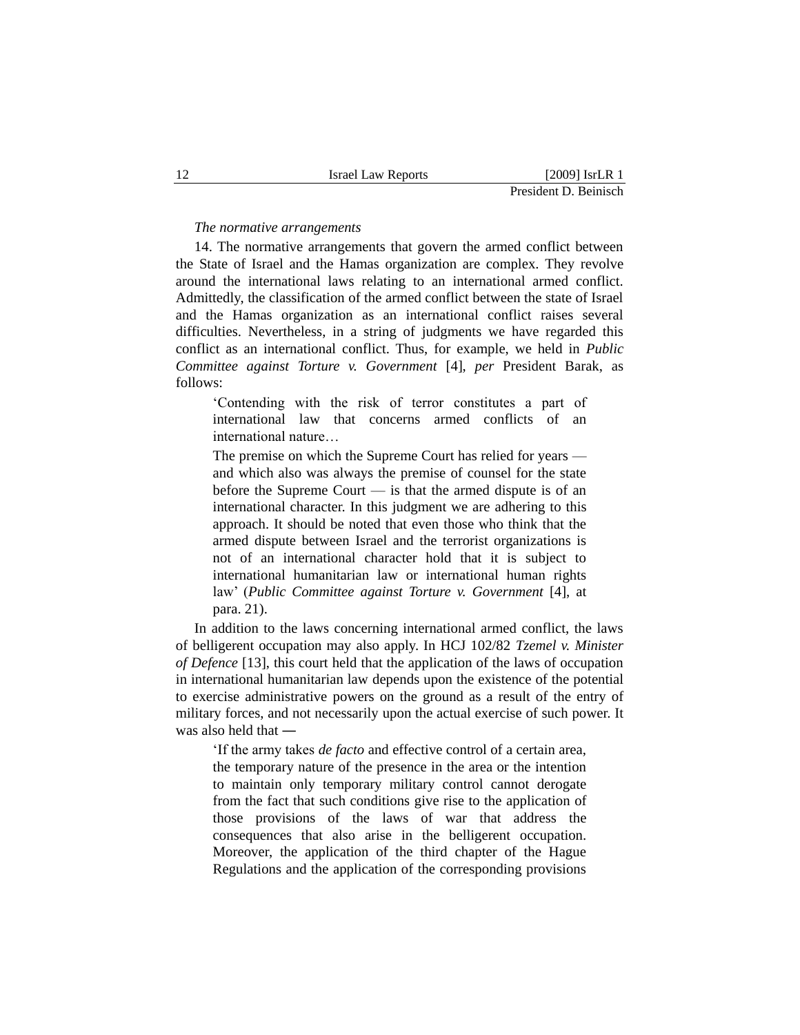*The normative arrangements*

14. The normative arrangements that govern the armed conflict between the State of Israel and the Hamas organization are complex. They revolve around the international laws relating to an international armed conflict. Admittedly, the classification of the armed conflict between the state of Israel and the Hamas organization as an international conflict raises several difficulties. Nevertheless, in a string of judgments we have regarded this conflict as an international conflict. Thus, for example, we held in *Public Committee against Torture v. Government* [4], *per* President Barak, as follows:

> 'Contending with the risk of terror constitutes a part of international law that concerns armed conflicts of an international nature…
>
> The premise on which the Supreme Court has relied for years — and which also was always the premise of counsel for the state before the Supreme Court — is that the armed dispute is of an international character. In this judgment we are adhering to this approach. It should be noted that even those who think that the armed dispute between Israel and the terrorist organizations is not of an international character hold that it is subject to international humanitarian law or international human rights law' (*Public Committee against Torture v. Government* [4], at para. 21).

In addition to the laws concerning international armed conflict, the laws of belligerent occupation may also apply. In HCJ 102/82 *Tzemel v. Minister of Defence* [13], this court held that the application of the laws of occupation in international humanitarian law depends upon the existence of the potential to exercise administrative powers on the ground as a result of the entry of military forces, and not necessarily upon the actual exercise of such power. It was also held that —

> 'If the army takes *de facto* and effective control of a certain area, the temporary nature of the presence in the area or the intention to maintain only temporary military control cannot derogate from the fact that such conditions give rise to the application of those provisions of the laws of war that address the consequences that also arise in the belligerent occupation. Moreover, the application of the third chapter of the Hague Regulations and the application of the corresponding provisions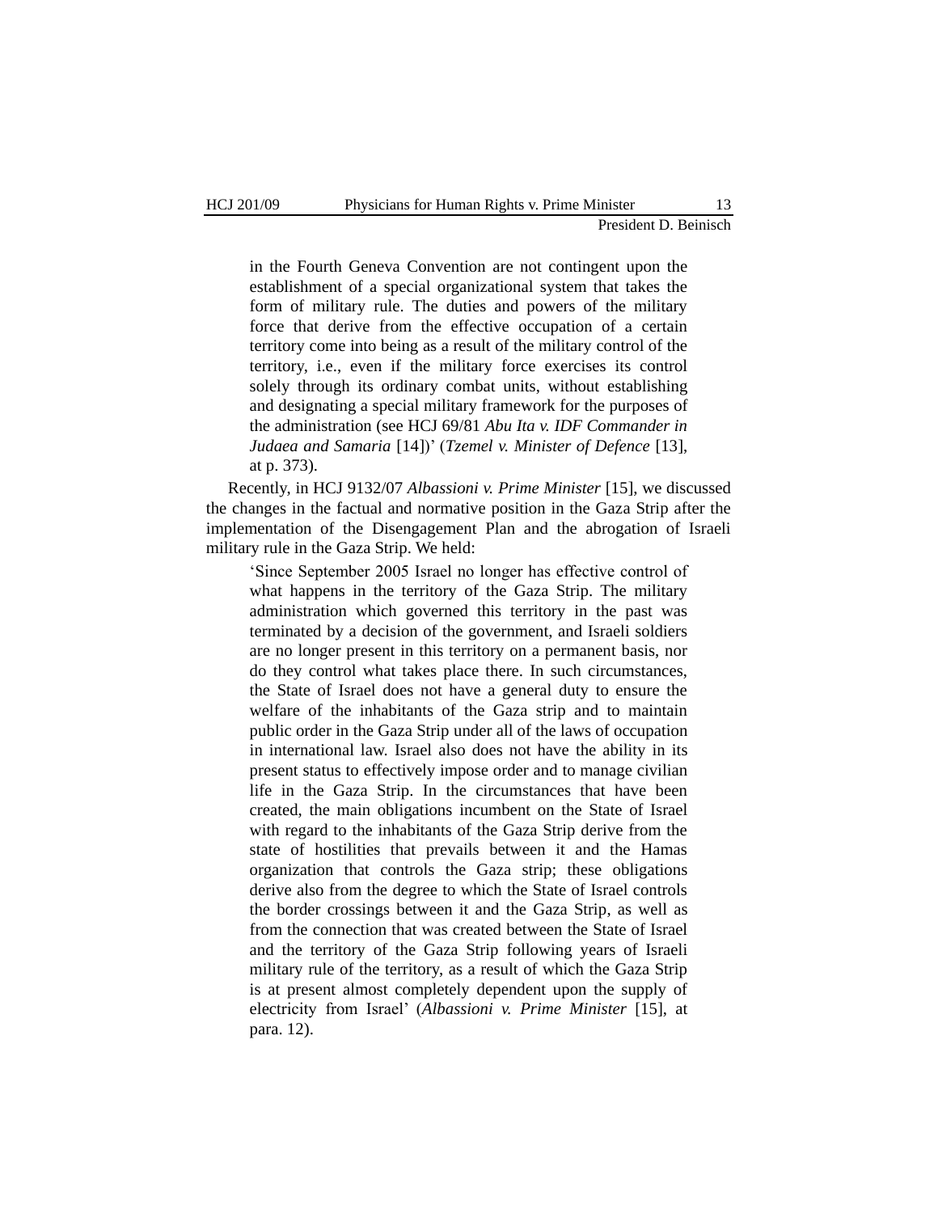> in the Fourth Geneva Convention are not contingent upon the establishment of a special organizational system that takes the form of military rule. The duties and powers of the military force that derive from the effective occupation of a certain territory come into being as a result of the military control of the territory, i.e., even if the military force exercises its control solely through its ordinary combat units, without establishing and designating a special military framework for the purposes of the administration (see HCJ 69/81 *Abu Ita v. IDF Commander in Judaea and Samaria* [14])' (*Tzemel v. Minister of Defence* [13], at p. 373).

Recently, in HCJ 9132/07 *Albassioni v. Prime Minister* [15], we discussed the changes in the factual and normative position in the Gaza Strip after the implementation of the Disengagement Plan and the abrogation of Israeli military rule in the Gaza Strip. We held:

> 'Since September 2005 Israel no longer has effective control of what happens in the territory of the Gaza Strip. The military administration which governed this territory in the past was terminated by a decision of the government, and Israeli soldiers are no longer present in this territory on a permanent basis, nor do they control what takes place there. In such circumstances, the State of Israel does not have a general duty to ensure the welfare of the inhabitants of the Gaza strip and to maintain public order in the Gaza Strip under all of the laws of occupation in international law. Israel also does not have the ability in its present status to effectively impose order and to manage civilian life in the Gaza Strip. In the circumstances that have been created, the main obligations incumbent on the State of Israel with regard to the inhabitants of the Gaza Strip derive from the state of hostilities that prevails between it and the Hamas organization that controls the Gaza strip; these obligations derive also from the degree to which the State of Israel controls the border crossings between it and the Gaza Strip, as well as from the connection that was created between the State of Israel and the territory of the Gaza Strip following years of Israeli military rule of the territory, as a result of which the Gaza Strip is at present almost completely dependent upon the supply of electricity from Israel' (*Albassioni v. Prime Minister* [15], at para. 12).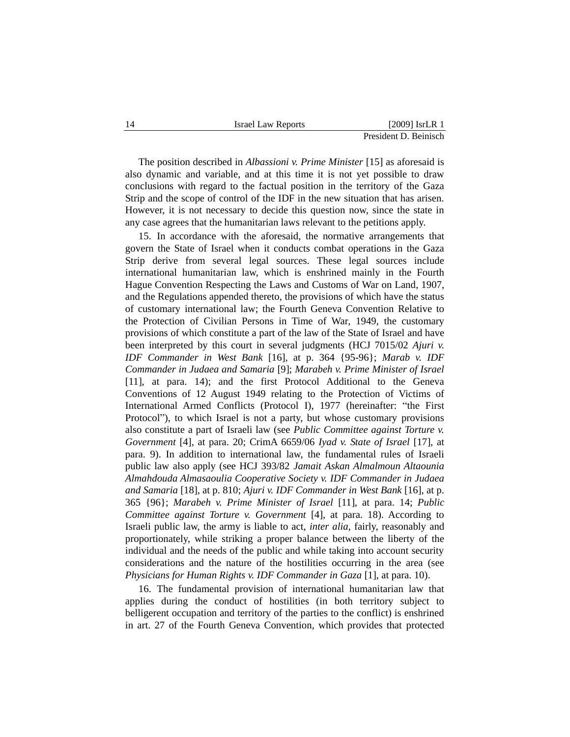The position described in *Albassioni v. Prime Minister* [15] as aforesaid is also dynamic and variable, and at this time it is not yet possible to draw conclusions with regard to the factual position in the territory of the Gaza Strip and the scope of control of the IDF in the new situation that has arisen. However, it is not necessary to decide this question now, since the state in any case agrees that the humanitarian laws relevant to the petitions apply.

15. In accordance with the aforesaid, the normative arrangements that govern the State of Israel when it conducts combat operations in the Gaza Strip derive from several legal sources. These legal sources include international humanitarian law, which is enshrined mainly in the Fourth Hague Convention Respecting the Laws and Customs of War on Land, 1907, and the Regulations appended thereto, the provisions of which have the status of customary international law; the Fourth Geneva Convention Relative to the Protection of Civilian Persons in Time of War, 1949, the customary provisions of which constitute a part of the law of the State of Israel and have been interpreted by this court in several judgments (HCJ 7015/02 *Ajuri v. IDF Commander in West Bank* [16], at p. 364 {95-96}; *Marab v. IDF Commander in Judaea and Samaria* [9]; *Marabeh v. Prime Minister of Israel* [11], at para. 14); and the first Protocol Additional to the Geneva Conventions of 12 August 1949 relating to the Protection of Victims of International Armed Conflicts (Protocol I), 1977 (hereinafter: "the First Protocol"), to which Israel is not a party, but whose customary provisions also constitute a part of Israeli law (see *Public Committee against Torture v. Government* [4], at para. 20; CrimA 6659/06 *Iyad v. State of Israel* [17], at para. 9). In addition to international law, the fundamental rules of Israeli public law also apply (see HCJ 393/82 *Jamait Askan Almalmoun Altaounia Almahdouda Almasaoulia Cooperative Society v. IDF Commander in Judaea and Samaria* [18], at p. 810; *Ajuri v. IDF Commander in West Bank* [16], at p. 365 {96}; *Marabeh v. Prime Minister of Israel* [11], at para. 14; *Public Committee against Torture v. Government* [4], at para. 18). According to Israeli public law, the army is liable to act, *inter alia*, fairly, reasonably and proportionately, while striking a proper balance between the liberty of the individual and the needs of the public and while taking into account security considerations and the nature of the hostilities occurring in the area (see *Physicians for Human Rights v. IDF Commander in Gaza* [1], at para. 10).

16. The fundamental provision of international humanitarian law that applies during the conduct of hostilities (in both territory subject to belligerent occupation and territory of the parties to the conflict) is enshrined in art. 27 of the Fourth Geneva Convention, which provides that protected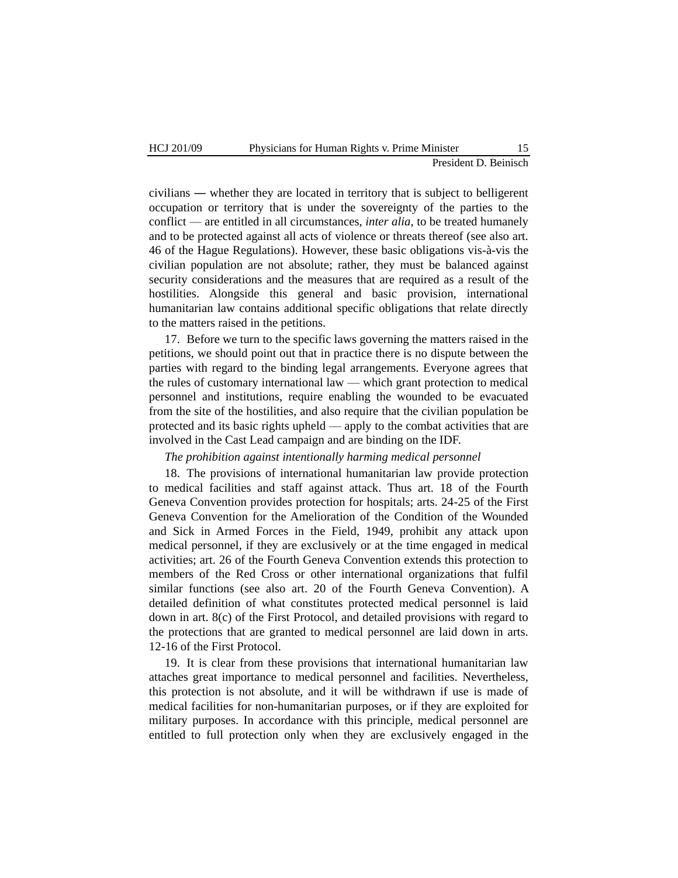civilians ― whether they are located in territory that is subject to belligerent occupation or territory that is under the sovereignty of the parties to the conflict — are entitled in all circumstances, *inter alia*, to be treated humanely and to be protected against all acts of violence or threats thereof (see also art. 46 of the Hague Regulations). However, these basic obligations vis-à-vis the civilian population are not absolute; rather, they must be balanced against security considerations and the measures that are required as a result of the hostilities. Alongside this general and basic provision, international humanitarian law contains additional specific obligations that relate directly to the matters raised in the petitions.

17. Before we turn to the specific laws governing the matters raised in the petitions, we should point out that in practice there is no dispute between the parties with regard to the binding legal arrangements. Everyone agrees that the rules of customary international law — which grant protection to medical personnel and institutions, require enabling the wounded to be evacuated from the site of the hostilities, and also require that the civilian population be protected and its basic rights upheld — apply to the combat activities that are involved in the Cast Lead campaign and are binding on the IDF.

*The prohibition against intentionally harming medical personnel*

18. The provisions of international humanitarian law provide protection to medical facilities and staff against attack. Thus art. 18 of the Fourth Geneva Convention provides protection for hospitals; arts. 24-25 of the First Geneva Convention for the Amelioration of the Condition of the Wounded and Sick in Armed Forces in the Field, 1949, prohibit any attack upon medical personnel, if they are exclusively or at the time engaged in medical activities; art. 26 of the Fourth Geneva Convention extends this protection to members of the Red Cross or other international organizations that fulfil similar functions (see also art. 20 of the Fourth Geneva Convention). A detailed definition of what constitutes protected medical personnel is laid down in art. 8(c) of the First Protocol, and detailed provisions with regard to the protections that are granted to medical personnel are laid down in arts. 12-16 of the First Protocol.

19. It is clear from these provisions that international humanitarian law attaches great importance to medical personnel and facilities. Nevertheless, this protection is not absolute, and it will be withdrawn if use is made of medical facilities for non-humanitarian purposes, or if they are exploited for military purposes. In accordance with this principle, medical personnel are entitled to full protection only when they are exclusively engaged in the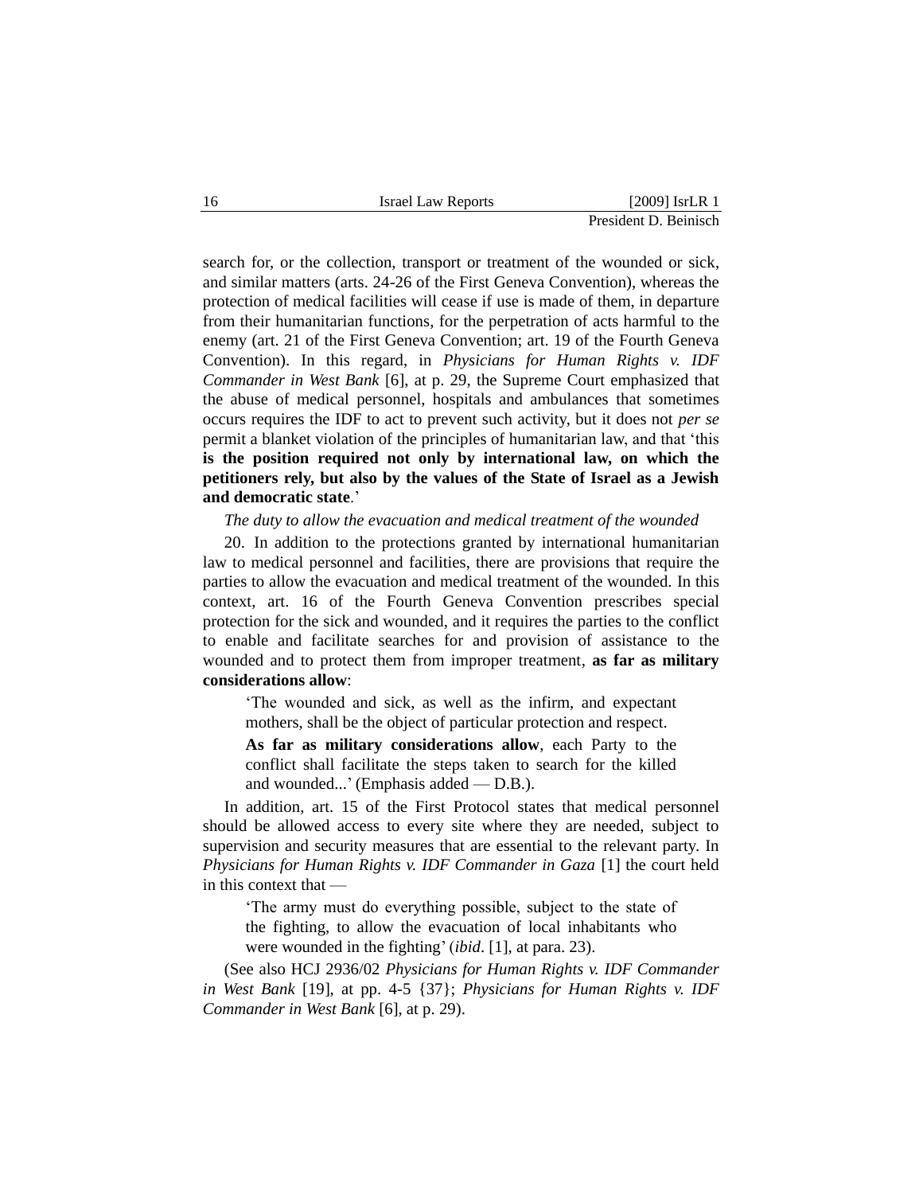search for, or the collection, transport or treatment of the wounded or sick, and similar matters (arts. 24-26 of the First Geneva Convention), whereas the protection of medical facilities will cease if use is made of them, in departure from their humanitarian functions, for the perpetration of acts harmful to the enemy (art. 21 of the First Geneva Convention; art. 19 of the Fourth Geneva Convention). In this regard, in *Physicians for Human Rights v. IDF Commander in West Bank* [6], at p. 29, the Supreme Court emphasized that the abuse of medical personnel, hospitals and ambulances that sometimes occurs requires the IDF to act to prevent such activity, but it does not *per se* permit a blanket violation of the principles of humanitarian law, and that 'this **is the position required not only by international law, on which the petitioners rely, but also by the values of the State of Israel as a Jewish and democratic state**.'

*The duty to allow the evacuation and medical treatment of the wounded*

20. In addition to the protections granted by international humanitarian law to medical personnel and facilities, there are provisions that require the parties to allow the evacuation and medical treatment of the wounded. In this context, art. 16 of the Fourth Geneva Convention prescribes special protection for the sick and wounded, and it requires the parties to the conflict to enable and facilitate searches for and provision of assistance to the wounded and to protect them from improper treatment, **as far as military considerations allow**:

> 'The wounded and sick, as well as the infirm, and expectant mothers, shall be the object of particular protection and respect.
>
> **As far as military considerations allow**, each Party to the conflict shall facilitate the steps taken to search for the killed and wounded...' (Emphasis added — D.B.).

In addition, art. 15 of the First Protocol states that medical personnel should be allowed access to every site where they are needed, subject to supervision and security measures that are essential to the relevant party. In *Physicians for Human Rights v. IDF Commander in Gaza* [1] the court held in this context that —

> 'The army must do everything possible, subject to the state of the fighting, to allow the evacuation of local inhabitants who were wounded in the fighting' (*ibid*. [1], at para. 23).

(See also HCJ 2936/02 *Physicians for Human Rights v. IDF Commander in West Bank* [19], at pp. 4-5 {37}; *Physicians for Human Rights v. IDF Commander in West Bank* [6], at p. 29).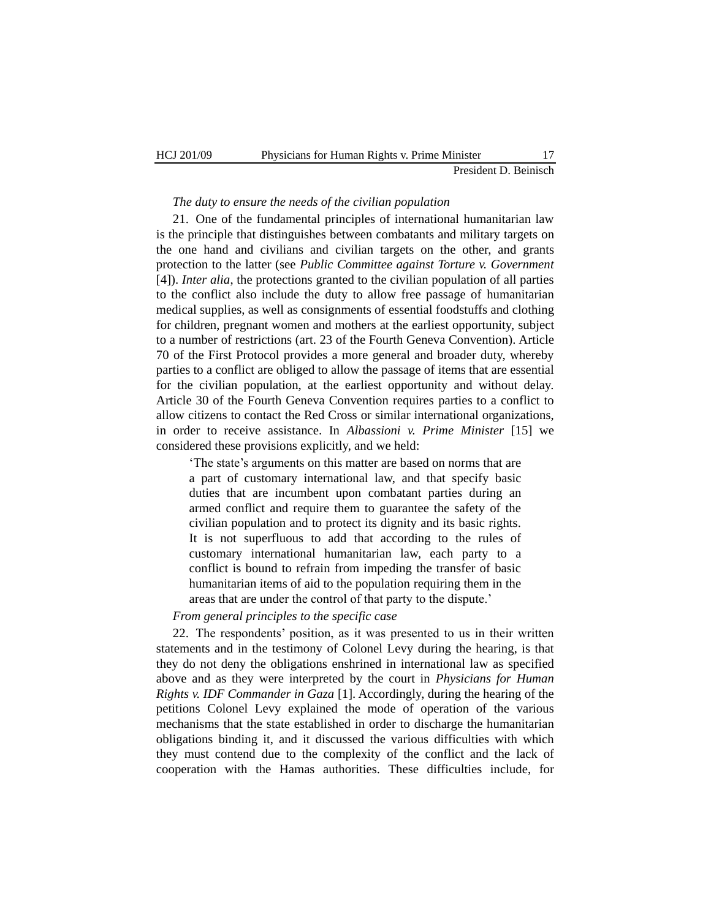*The duty to ensure the needs of the civilian population*

21. One of the fundamental principles of international humanitarian law is the principle that distinguishes between combatants and military targets on the one hand and civilians and civilian targets on the other, and grants protection to the latter (see *Public Committee against Torture v. Government* [4]). *Inter alia*, the protections granted to the civilian population of all parties to the conflict also include the duty to allow free passage of humanitarian medical supplies, as well as consignments of essential foodstuffs and clothing for children, pregnant women and mothers at the earliest opportunity, subject to a number of restrictions (art. 23 of the Fourth Geneva Convention). Article 70 of the First Protocol provides a more general and broader duty, whereby parties to a conflict are obliged to allow the passage of items that are essential for the civilian population, at the earliest opportunity and without delay. Article 30 of the Fourth Geneva Convention requires parties to a conflict to allow citizens to contact the Red Cross or similar international organizations, in order to receive assistance. In *Albassioni v. Prime Minister* [15] we considered these provisions explicitly, and we held:

> 'The state's arguments on this matter are based on norms that are a part of customary international law, and that specify basic duties that are incumbent upon combatant parties during an armed conflict and require them to guarantee the safety of the civilian population and to protect its dignity and its basic rights. It is not superfluous to add that according to the rules of customary international humanitarian law, each party to a conflict is bound to refrain from impeding the transfer of basic humanitarian items of aid to the population requiring them in the areas that are under the control of that party to the dispute.'

*From general principles to the specific case*

22. The respondents' position, as it was presented to us in their written statements and in the testimony of Colonel Levy during the hearing, is that they do not deny the obligations enshrined in international law as specified above and as they were interpreted by the court in *Physicians for Human Rights v. IDF Commander in Gaza* [1]. Accordingly, during the hearing of the petitions Colonel Levy explained the mode of operation of the various mechanisms that the state established in order to discharge the humanitarian obligations binding it, and it discussed the various difficulties with which they must contend due to the complexity of the conflict and the lack of cooperation with the Hamas authorities. These difficulties include, for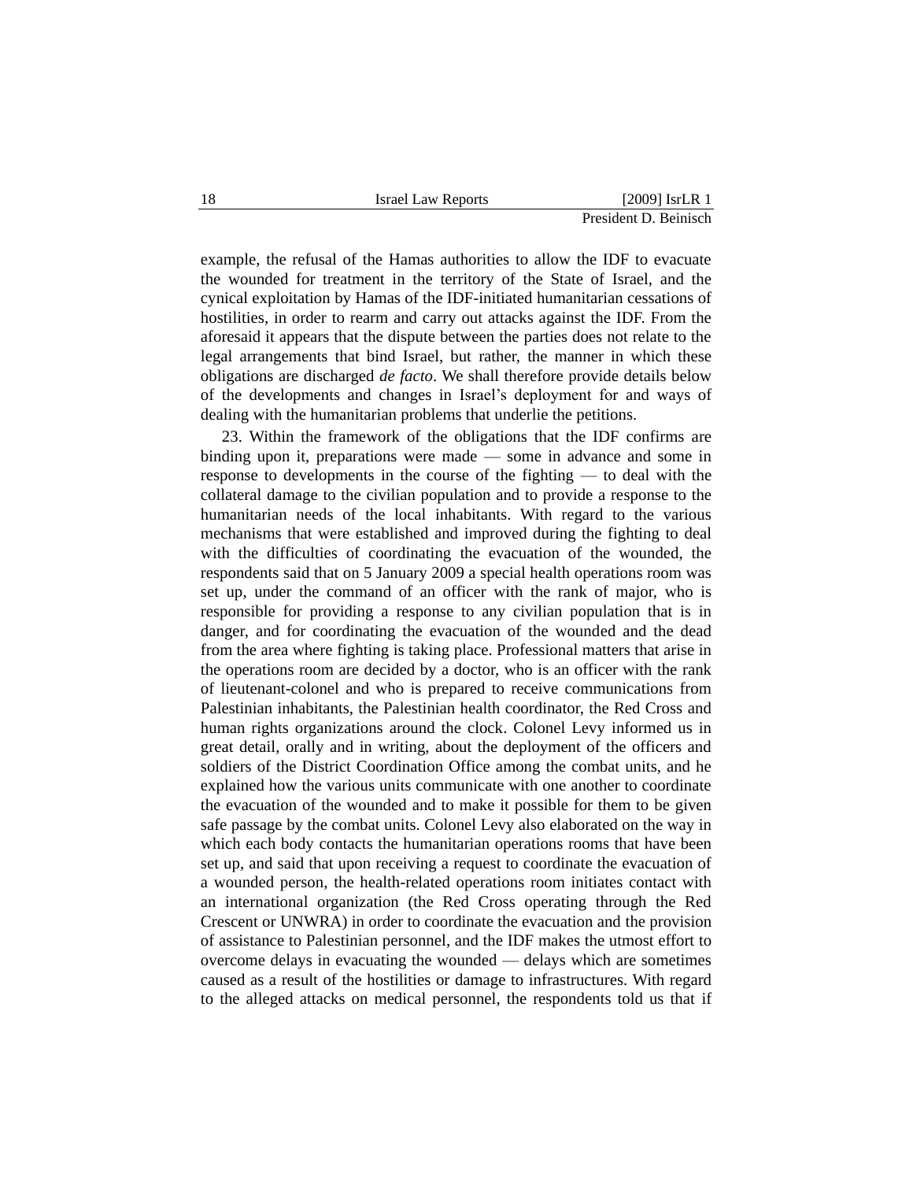example, the refusal of the Hamas authorities to allow the IDF to evacuate the wounded for treatment in the territory of the State of Israel, and the cynical exploitation by Hamas of the IDF-initiated humanitarian cessations of hostilities, in order to rearm and carry out attacks against the IDF. From the aforesaid it appears that the dispute between the parties does not relate to the legal arrangements that bind Israel, but rather, the manner in which these obligations are discharged *de facto*. We shall therefore provide details below of the developments and changes in Israel's deployment for and ways of dealing with the humanitarian problems that underlie the petitions.

23. Within the framework of the obligations that the IDF confirms are binding upon it, preparations were made — some in advance and some in response to developments in the course of the fighting — to deal with the collateral damage to the civilian population and to provide a response to the humanitarian needs of the local inhabitants. With regard to the various mechanisms that were established and improved during the fighting to deal with the difficulties of coordinating the evacuation of the wounded, the respondents said that on 5 January 2009 a special health operations room was set up, under the command of an officer with the rank of major, who is responsible for providing a response to any civilian population that is in danger, and for coordinating the evacuation of the wounded and the dead from the area where fighting is taking place. Professional matters that arise in the operations room are decided by a doctor, who is an officer with the rank of lieutenant-colonel and who is prepared to receive communications from Palestinian inhabitants, the Palestinian health coordinator, the Red Cross and human rights organizations around the clock. Colonel Levy informed us in great detail, orally and in writing, about the deployment of the officers and soldiers of the District Coordination Office among the combat units, and he explained how the various units communicate with one another to coordinate the evacuation of the wounded and to make it possible for them to be given safe passage by the combat units. Colonel Levy also elaborated on the way in which each body contacts the humanitarian operations rooms that have been set up, and said that upon receiving a request to coordinate the evacuation of a wounded person, the health-related operations room initiates contact with an international organization (the Red Cross operating through the Red Crescent or UNWRA) in order to coordinate the evacuation and the provision of assistance to Palestinian personnel, and the IDF makes the utmost effort to overcome delays in evacuating the wounded — delays which are sometimes caused as a result of the hostilities or damage to infrastructures. With regard to the alleged attacks on medical personnel, the respondents told us that if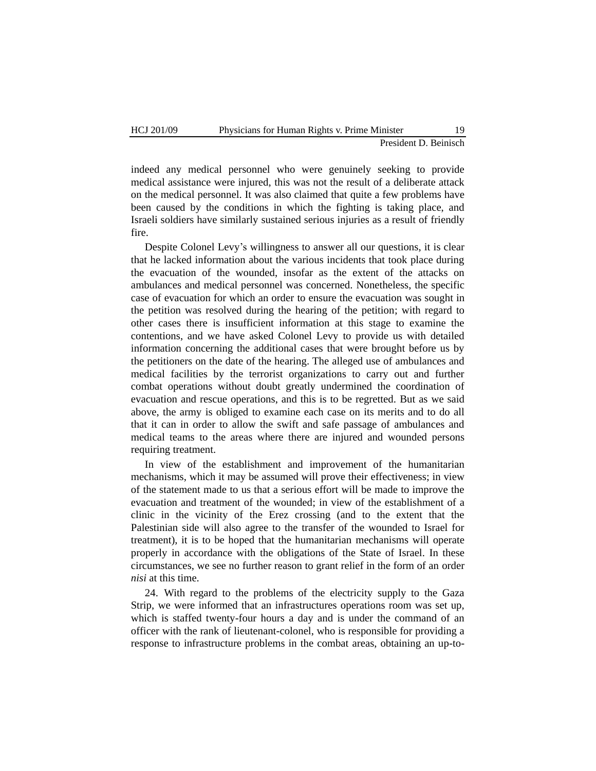indeed any medical personnel who were genuinely seeking to provide medical assistance were injured, this was not the result of a deliberate attack on the medical personnel. It was also claimed that quite a few problems have been caused by the conditions in which the fighting is taking place, and Israeli soldiers have similarly sustained serious injuries as a result of friendly fire.

Despite Colonel Levy's willingness to answer all our questions, it is clear that he lacked information about the various incidents that took place during the evacuation of the wounded, insofar as the extent of the attacks on ambulances and medical personnel was concerned. Nonetheless, the specific case of evacuation for which an order to ensure the evacuation was sought in the petition was resolved during the hearing of the petition; with regard to other cases there is insufficient information at this stage to examine the contentions, and we have asked Colonel Levy to provide us with detailed information concerning the additional cases that were brought before us by the petitioners on the date of the hearing. The alleged use of ambulances and medical facilities by the terrorist organizations to carry out and further combat operations without doubt greatly undermined the coordination of evacuation and rescue operations, and this is to be regretted. But as we said above, the army is obliged to examine each case on its merits and to do all that it can in order to allow the swift and safe passage of ambulances and medical teams to the areas where there are injured and wounded persons requiring treatment.

In view of the establishment and improvement of the humanitarian mechanisms, which it may be assumed will prove their effectiveness; in view of the statement made to us that a serious effort will be made to improve the evacuation and treatment of the wounded; in view of the establishment of a clinic in the vicinity of the Erez crossing (and to the extent that the Palestinian side will also agree to the transfer of the wounded to Israel for treatment), it is to be hoped that the humanitarian mechanisms will operate properly in accordance with the obligations of the State of Israel. In these circumstances, we see no further reason to grant relief in the form of an order *nisi* at this time.

24. With regard to the problems of the electricity supply to the Gaza Strip, we were informed that an infrastructures operations room was set up, which is staffed twenty-four hours a day and is under the command of an officer with the rank of lieutenant-colonel, who is responsible for providing a response to infrastructure problems in the combat areas, obtaining an up-to-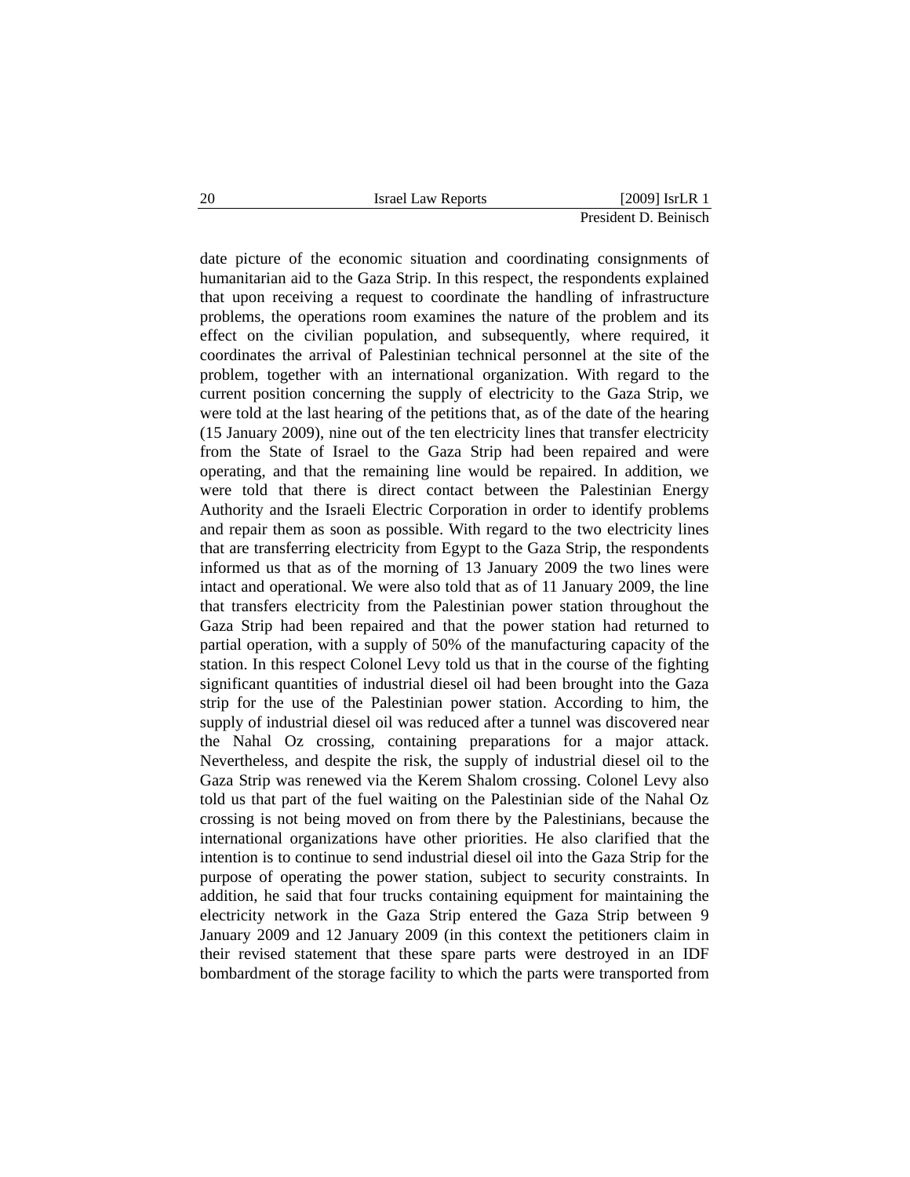date picture of the economic situation and coordinating consignments of humanitarian aid to the Gaza Strip. In this respect, the respondents explained that upon receiving a request to coordinate the handling of infrastructure problems, the operations room examines the nature of the problem and its effect on the civilian population, and subsequently, where required, it coordinates the arrival of Palestinian technical personnel at the site of the problem, together with an international organization. With regard to the current position concerning the supply of electricity to the Gaza Strip, we were told at the last hearing of the petitions that, as of the date of the hearing (15 January 2009), nine out of the ten electricity lines that transfer electricity from the State of Israel to the Gaza Strip had been repaired and were operating, and that the remaining line would be repaired. In addition, we were told that there is direct contact between the Palestinian Energy Authority and the Israeli Electric Corporation in order to identify problems and repair them as soon as possible. With regard to the two electricity lines that are transferring electricity from Egypt to the Gaza Strip, the respondents informed us that as of the morning of 13 January 2009 the two lines were intact and operational. We were also told that as of 11 January 2009, the line that transfers electricity from the Palestinian power station throughout the Gaza Strip had been repaired and that the power station had returned to partial operation, with a supply of 50% of the manufacturing capacity of the station. In this respect Colonel Levy told us that in the course of the fighting significant quantities of industrial diesel oil had been brought into the Gaza strip for the use of the Palestinian power station. According to him, the supply of industrial diesel oil was reduced after a tunnel was discovered near the Nahal Oz crossing, containing preparations for a major attack. Nevertheless, and despite the risk, the supply of industrial diesel oil to the Gaza Strip was renewed via the Kerem Shalom crossing. Colonel Levy also told us that part of the fuel waiting on the Palestinian side of the Nahal Oz crossing is not being moved on from there by the Palestinians, because the international organizations have other priorities. He also clarified that the intention is to continue to send industrial diesel oil into the Gaza Strip for the purpose of operating the power station, subject to security constraints. In addition, he said that four trucks containing equipment for maintaining the electricity network in the Gaza Strip entered the Gaza Strip between 9 January 2009 and 12 January 2009 (in this context the petitioners claim in their revised statement that these spare parts were destroyed in an IDF bombardment of the storage facility to which the parts were transported from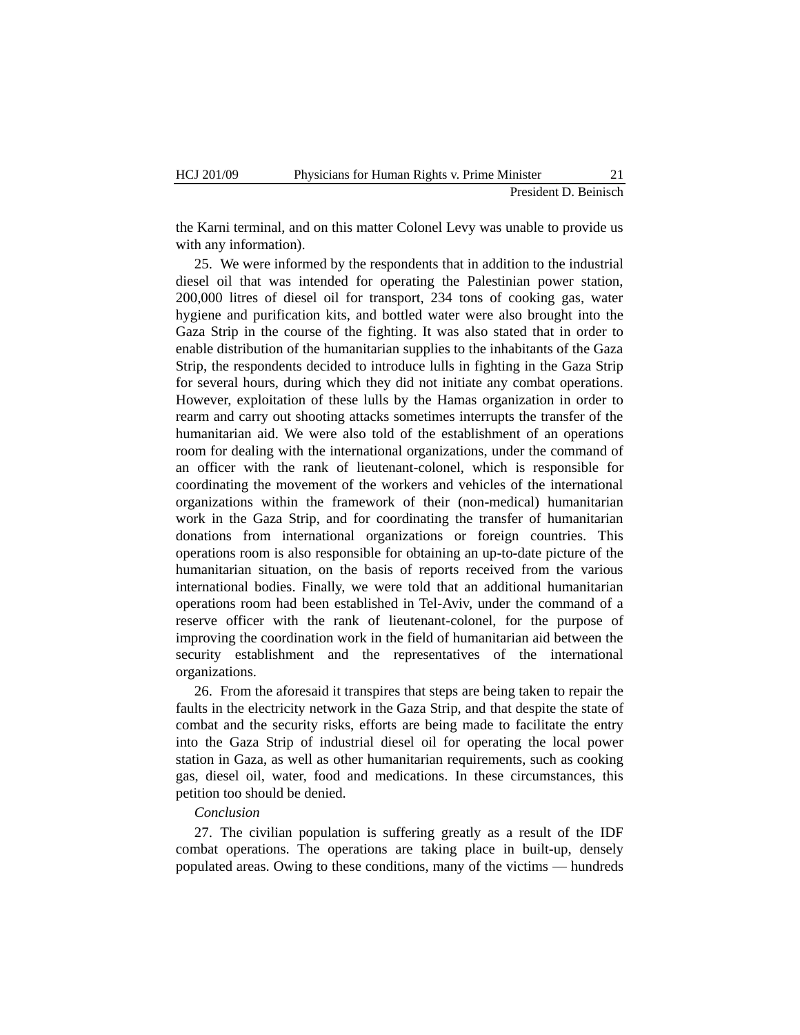the Karni terminal, and on this matter Colonel Levy was unable to provide us with any information).

25. We were informed by the respondents that in addition to the industrial diesel oil that was intended for operating the Palestinian power station, 200,000 litres of diesel oil for transport, 234 tons of cooking gas, water hygiene and purification kits, and bottled water were also brought into the Gaza Strip in the course of the fighting. It was also stated that in order to enable distribution of the humanitarian supplies to the inhabitants of the Gaza Strip, the respondents decided to introduce lulls in fighting in the Gaza Strip for several hours, during which they did not initiate any combat operations. However, exploitation of these lulls by the Hamas organization in order to rearm and carry out shooting attacks sometimes interrupts the transfer of the humanitarian aid. We were also told of the establishment of an operations room for dealing with the international organizations, under the command of an officer with the rank of lieutenant-colonel, which is responsible for coordinating the movement of the workers and vehicles of the international organizations within the framework of their (non-medical) humanitarian work in the Gaza Strip, and for coordinating the transfer of humanitarian donations from international organizations or foreign countries. This operations room is also responsible for obtaining an up-to-date picture of the humanitarian situation, on the basis of reports received from the various international bodies. Finally, we were told that an additional humanitarian operations room had been established in Tel-Aviv, under the command of a reserve officer with the rank of lieutenant-colonel, for the purpose of improving the coordination work in the field of humanitarian aid between the security establishment and the representatives of the international organizations.

26. From the aforesaid it transpires that steps are being taken to repair the faults in the electricity network in the Gaza Strip, and that despite the state of combat and the security risks, efforts are being made to facilitate the entry into the Gaza Strip of industrial diesel oil for operating the local power station in Gaza, as well as other humanitarian requirements, such as cooking gas, diesel oil, water, food and medications. In these circumstances, this petition too should be denied.

*Conclusion*

27. The civilian population is suffering greatly as a result of the IDF combat operations. The operations are taking place in built-up, densely populated areas. Owing to these conditions, many of the victims — hundreds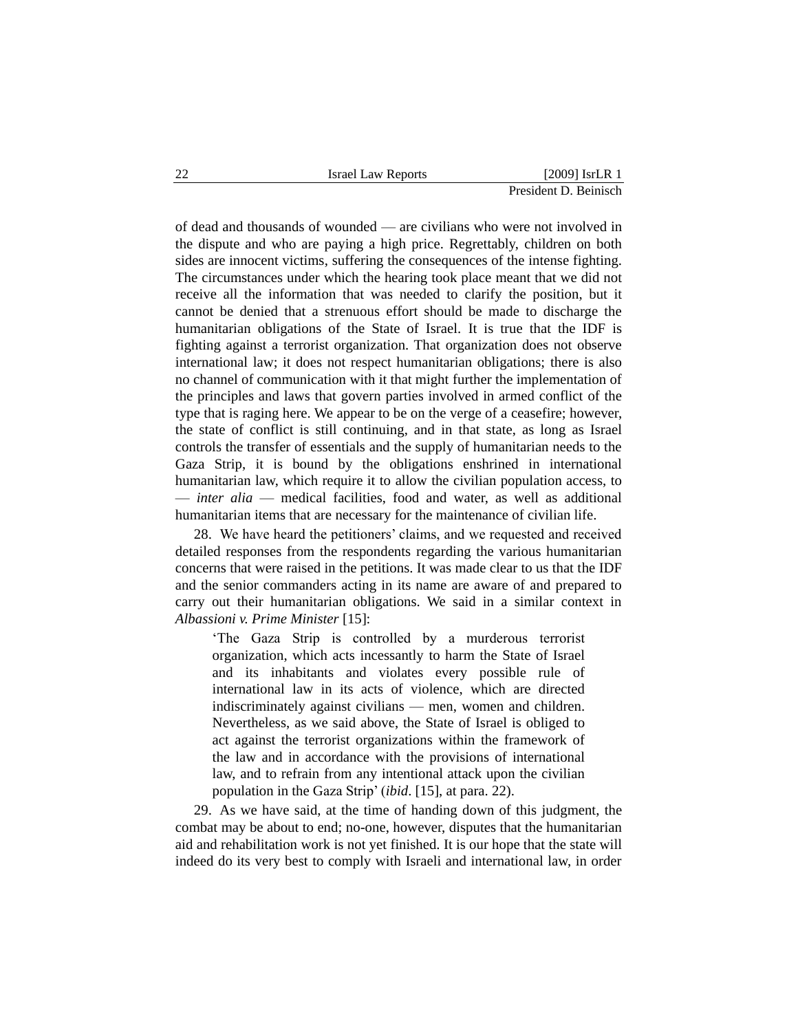of dead and thousands of wounded — are civilians who were not involved in the dispute and who are paying a high price. Regrettably, children on both sides are innocent victims, suffering the consequences of the intense fighting. The circumstances under which the hearing took place meant that we did not receive all the information that was needed to clarify the position, but it cannot be denied that a strenuous effort should be made to discharge the humanitarian obligations of the State of Israel. It is true that the IDF is fighting against a terrorist organization. That organization does not observe international law; it does not respect humanitarian obligations; there is also no channel of communication with it that might further the implementation of the principles and laws that govern parties involved in armed conflict of the type that is raging here. We appear to be on the verge of a ceasefire; however, the state of conflict is still continuing, and in that state, as long as Israel controls the transfer of essentials and the supply of humanitarian needs to the Gaza Strip, it is bound by the obligations enshrined in international humanitarian law, which require it to allow the civilian population access, to — *inter alia* — medical facilities, food and water, as well as additional humanitarian items that are necessary for the maintenance of civilian life.

28. We have heard the petitioners' claims, and we requested and received detailed responses from the respondents regarding the various humanitarian concerns that were raised in the petitions. It was made clear to us that the IDF and the senior commanders acting in its name are aware of and prepared to carry out their humanitarian obligations. We said in a similar context in *Albassioni v. Prime Minister* [15]:

> 'The Gaza Strip is controlled by a murderous terrorist organization, which acts incessantly to harm the State of Israel and its inhabitants and violates every possible rule of international law in its acts of violence, which are directed indiscriminately against civilians — men, women and children. Nevertheless, as we said above, the State of Israel is obliged to act against the terrorist organizations within the framework of the law and in accordance with the provisions of international law, and to refrain from any intentional attack upon the civilian population in the Gaza Strip' (*ibid*. [15], at para. 22).

29. As we have said, at the time of handing down of this judgment, the combat may be about to end; no-one, however, disputes that the humanitarian aid and rehabilitation work is not yet finished. It is our hope that the state will indeed do its very best to comply with Israeli and international law, in order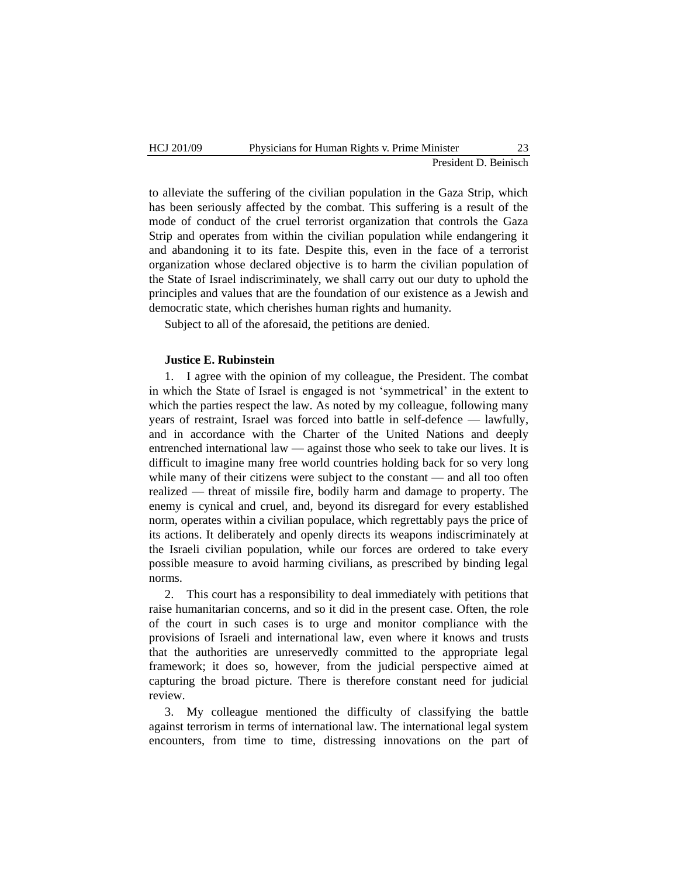to alleviate the suffering of the civilian population in the Gaza Strip, which has been seriously affected by the combat. This suffering is a result of the mode of conduct of the cruel terrorist organization that controls the Gaza Strip and operates from within the civilian population while endangering it and abandoning it to its fate. Despite this, even in the face of a terrorist organization whose declared objective is to harm the civilian population of the State of Israel indiscriminately, we shall carry out our duty to uphold the principles and values that are the foundation of our existence as a Jewish and democratic state, which cherishes human rights and humanity.

Subject to all of the aforesaid, the petitions are denied.

**Justice E. Rubinstein**

1. I agree with the opinion of my colleague, the President. The combat in which the State of Israel is engaged is not 'symmetrical' in the extent to which the parties respect the law. As noted by my colleague, following many years of restraint, Israel was forced into battle in self-defence — lawfully, and in accordance with the Charter of the United Nations and deeply entrenched international law — against those who seek to take our lives. It is difficult to imagine many free world countries holding back for so very long while many of their citizens were subject to the constant — and all too often realized — threat of missile fire, bodily harm and damage to property. The enemy is cynical and cruel, and, beyond its disregard for every established norm, operates within a civilian populace, which regrettably pays the price of its actions. It deliberately and openly directs its weapons indiscriminately at the Israeli civilian population, while our forces are ordered to take every possible measure to avoid harming civilians, as prescribed by binding legal norms.

2. This court has a responsibility to deal immediately with petitions that raise humanitarian concerns, and so it did in the present case. Often, the role of the court in such cases is to urge and monitor compliance with the provisions of Israeli and international law, even where it knows and trusts that the authorities are unreservedly committed to the appropriate legal framework; it does so, however, from the judicial perspective aimed at capturing the broad picture. There is therefore constant need for judicial review.

3. My colleague mentioned the difficulty of classifying the battle against terrorism in terms of international law. The international legal system encounters, from time to time, distressing innovations on the part of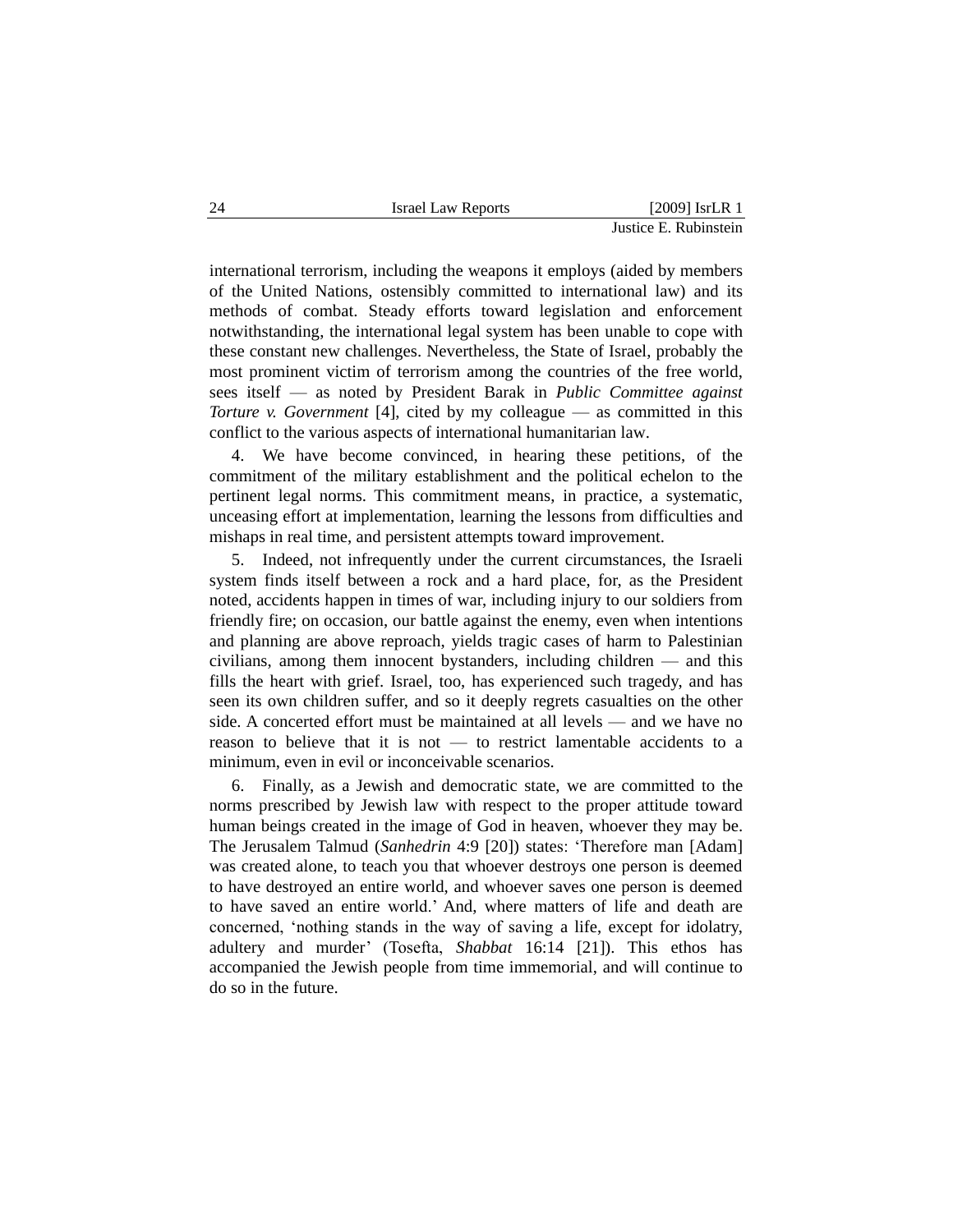international terrorism, including the weapons it employs (aided by members of the United Nations, ostensibly committed to international law) and its methods of combat. Steady efforts toward legislation and enforcement notwithstanding, the international legal system has been unable to cope with these constant new challenges. Nevertheless, the State of Israel, probably the most prominent victim of terrorism among the countries of the free world, sees itself — as noted by President Barak in *Public Committee against Torture v. Government* [4], cited by my colleague — as committed in this conflict to the various aspects of international humanitarian law.

4. We have become convinced, in hearing these petitions, of the commitment of the military establishment and the political echelon to the pertinent legal norms. This commitment means, in practice, a systematic, unceasing effort at implementation, learning the lessons from difficulties and mishaps in real time, and persistent attempts toward improvement.

5. Indeed, not infrequently under the current circumstances, the Israeli system finds itself between a rock and a hard place, for, as the President noted, accidents happen in times of war, including injury to our soldiers from friendly fire; on occasion, our battle against the enemy, even when intentions and planning are above reproach, yields tragic cases of harm to Palestinian civilians, among them innocent bystanders, including children — and this fills the heart with grief. Israel, too, has experienced such tragedy, and has seen its own children suffer, and so it deeply regrets casualties on the other side. A concerted effort must be maintained at all levels — and we have no reason to believe that it is not — to restrict lamentable accidents to a minimum, even in evil or inconceivable scenarios.

6. Finally, as a Jewish and democratic state, we are committed to the norms prescribed by Jewish law with respect to the proper attitude toward human beings created in the image of God in heaven, whoever they may be. The Jerusalem Talmud (*Sanhedrin* 4:9 [20]) states: 'Therefore man [Adam] was created alone, to teach you that whoever destroys one person is deemed to have destroyed an entire world, and whoever saves one person is deemed to have saved an entire world.' And, where matters of life and death are concerned, 'nothing stands in the way of saving a life, except for idolatry, adultery and murder' (Tosefta, *Shabbat* 16:14 [21]). This ethos has accompanied the Jewish people from time immemorial, and will continue to do so in the future.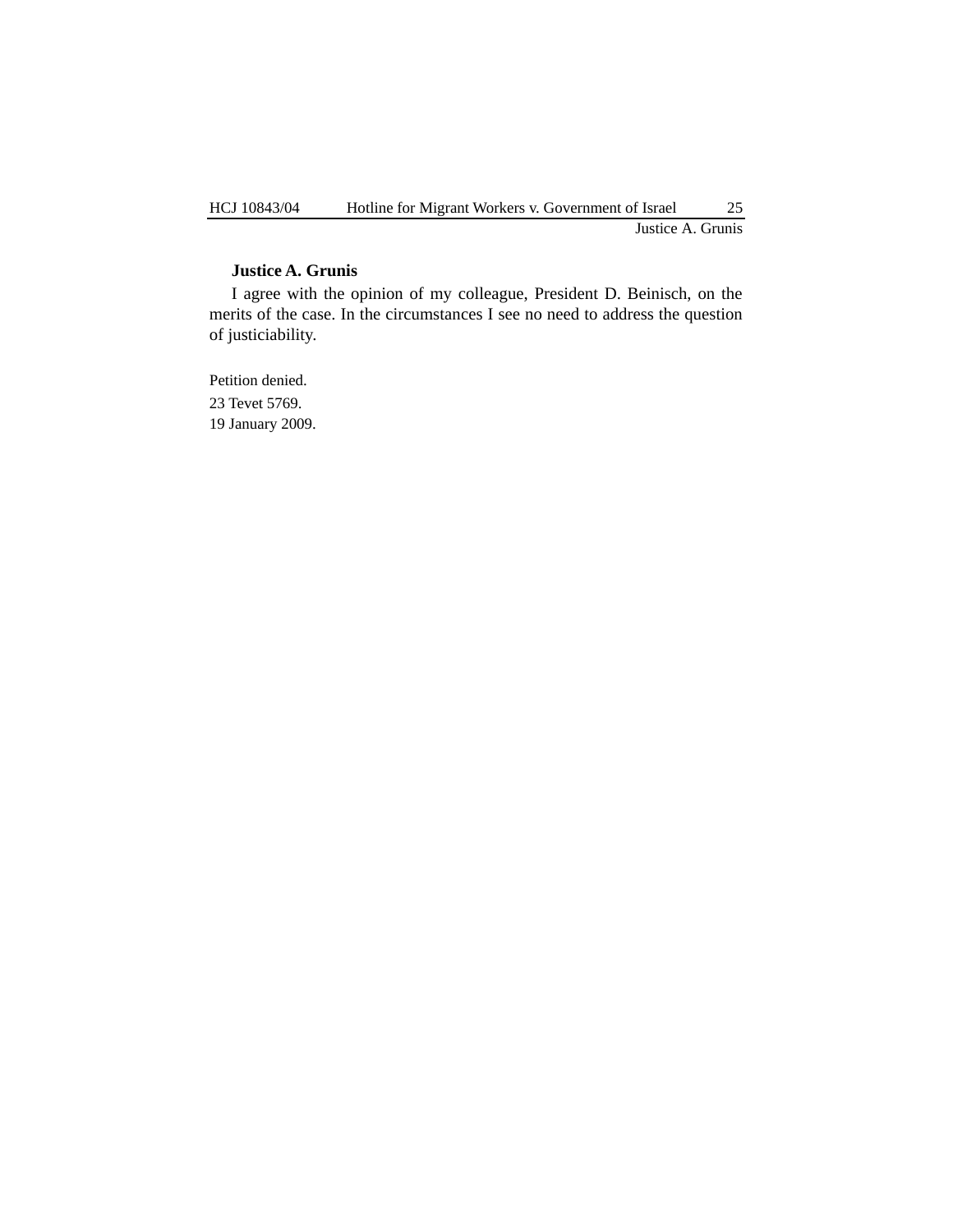**Justice A. Grunis**

I agree with the opinion of my colleague, President D. Beinisch, on the merits of the case. In the circumstances I see no need to address the question of justiciability.

Petition denied.

23 Tevet 5769.

19 January 2009.